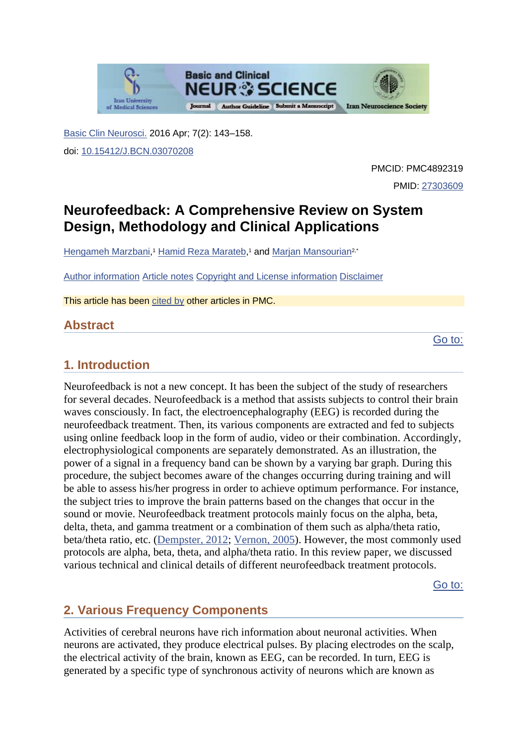Basic Clin Neurosci. 2016 Apr; 7(2): 143–158.

doi: 10.15412/J.BCN.03070208

PMCID: PMC4892319

PMID: 27303609

# Neurofeedback: A Comprehensive Review on System Design, Methodology and Clinical Applications

Hengameh Marzbani,[1] Hamid Reza Marateb,[1] and Marjan Mansourian[2,*]

Author information Article notes Copyright and License information Disclaimer

This article has been cited by other articles in PMC.

## Abstract

## 1. Introduction

Neurofeedback is not a new concept. It has been the subject of the study of researchers for several decades. Neurofeedback is a method that assists subjects to control their brain waves consciously. In fact, the electroencephalography (EEG) is recorded during the neurofeedback treatment. Then, its various components are extracted and fed to subjects using online feedback loop in the form of audio, video or their combination. Accordingly, electrophysiological components are separately demonstrated. As an illustration, the power of a signal in a frequency band can be shown by a varying bar graph. During this procedure, the subject becomes aware of the changes occurring during training and will be able to assess his/her progress in order to achieve optimum performance. For instance, the subject tries to improve the brain patterns based on the changes that occur in the sound or movie. Neurofeedback treatment protocols mainly focus on the alpha, beta, delta, theta, and gamma treatment or a combination of them such as alpha/theta ratio, beta/theta ratio, etc. (Dempster, 2012; Vernon, 2005). However, the most commonly used protocols are alpha, beta, theta, and alpha/theta ratio. In this review paper, we discussed various technical and clinical details of different neurofeedback treatment protocols.

## 2. Various Frequency Components

Activities of cerebral neurons have rich information about neuronal activities. When neurons are activated, they produce electrical pulses. By placing electrodes on the scalp, the electrical activity of the brain, known as EEG, can be recorded. In turn, EEG is generated by a specific type of synchronous activity of neurons which are known as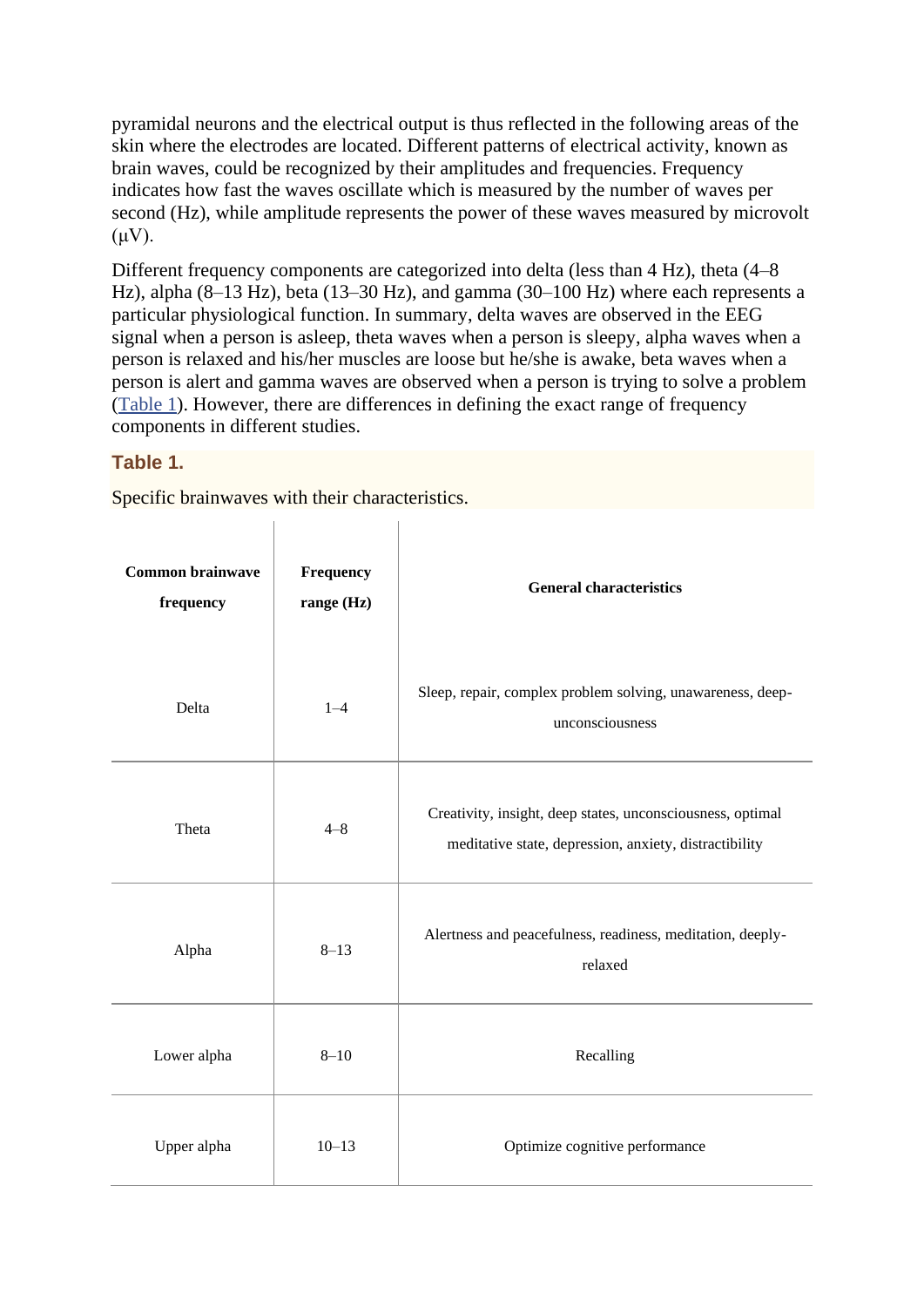pyramidal neurons and the electrical output is thus reflected in the following areas of the skin where the electrodes are located. Different patterns of electrical activity, known as brain waves, could be recognized by their amplitudes and frequencies. Frequency indicates how fast the waves oscillate which is measured by the number of waves per second (Hz), while amplitude represents the power of these waves measured by microvolt (μV).

Different frequency components are categorized into delta (less than 4 Hz), theta (4–8 Hz), alpha (8–13 Hz), beta (13–30 Hz), and gamma (30–100 Hz) where each represents a particular physiological function. In summary, delta waves are observed in the EEG signal when a person is asleep, theta waves when a person is sleepy, alpha waves when a person is relaxed and his/her muscles are loose but he/she is awake, beta waves when a person is alert and gamma waves are observed when a person is trying to solve a problem (Table 1). However, there are differences in defining the exact range of frequency components in different studies.

**Table 1.**

Specific brainwaves with their characteristics.

| Common brainwave frequency | Frequency range (Hz) | General characteristics |
|---|---|---|
| Delta | 1–4 | Sleep, repair, complex problem solving, unawareness, deep-unconsciousness |
| Theta | 4–8 | Creativity, insight, deep states, unconsciousness, optimal meditative state, depression, anxiety, distractibility |
| Alpha | 8–13 | Alertness and peacefulness, readiness, meditation, deeply-relaxed |
| Lower alpha | 8–10 | Recalling |
| Upper alpha | 10–13 | Optimize cognitive performance |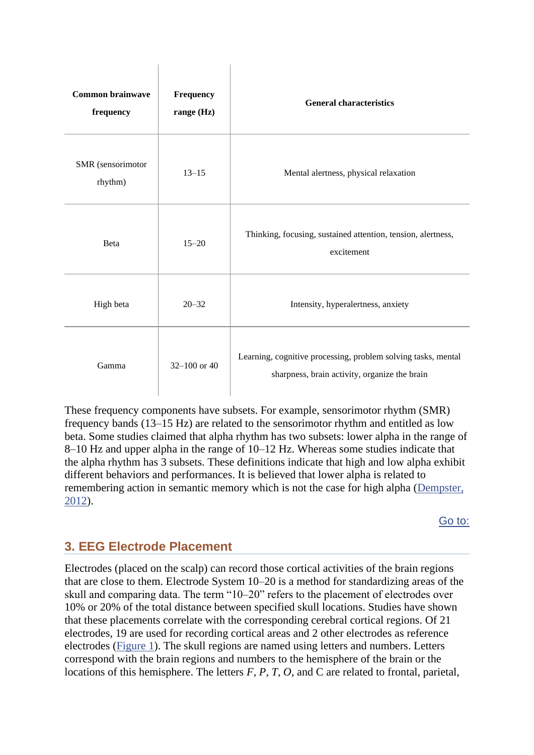| Common brainwave frequency | Frequency range (Hz) | General characteristics |
| --- | --- | --- |
| SMR (sensorimotor rhythm) | 13–15 | Mental alertness, physical relaxation |
| Beta | 15–20 | Thinking, focusing, sustained attention, tension, alertness, excitement |
| High beta | 20–32 | Intensity, hyperalertness, anxiety |
| Gamma | 32–100 or 40 | Learning, cognitive processing, problem solving tasks, mental sharpness, brain activity, organize the brain |

These frequency components have subsets. For example, sensorimotor rhythm (SMR) frequency bands (13–15 Hz) are related to the sensorimotor rhythm and entitled as low beta. Some studies claimed that alpha rhythm has two subsets: lower alpha in the range of 8–10 Hz and upper alpha in the range of 10–12 Hz. Whereas some studies indicate that the alpha rhythm has 3 subsets. These definitions indicate that high and low alpha exhibit different behaviors and performances. It is believed that lower alpha is related to remembering action in semantic memory which is not the case for high alpha (Dempster, 2012).

Go to:

## 3. EEG Electrode Placement

Electrodes (placed on the scalp) can record those cortical activities of the brain regions that are close to them. Electrode System 10–20 is a method for standardizing areas of the skull and comparing data. The term "10–20" refers to the placement of electrodes over 10% or 20% of the total distance between specified skull locations. Studies have shown that these placements correlate with the corresponding cerebral cortical regions. Of 21 electrodes, 19 are used for recording cortical areas and 2 other electrodes as reference electrodes (Figure 1). The skull regions are named using letters and numbers. Letters correspond with the brain regions and numbers to the hemisphere of the brain or the locations of this hemisphere. The letters *F*, *P*, *T*, *O*, and C are related to frontal, parietal,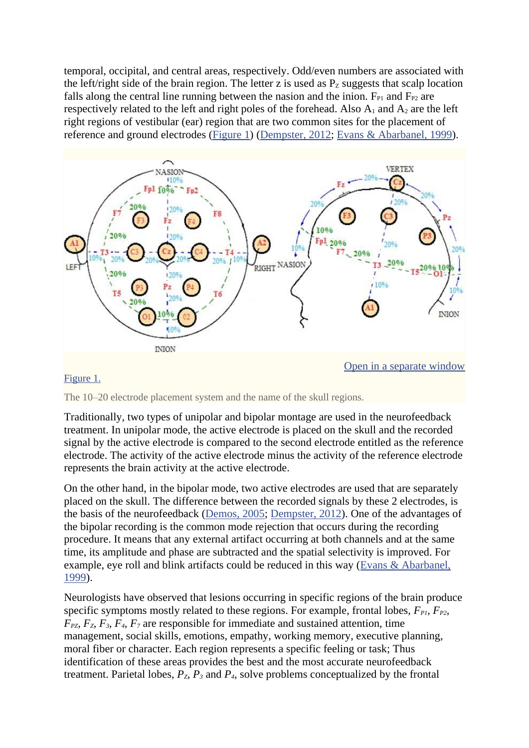temporal, occipital, and central areas, respectively. Odd/even numbers are associated with the left/right side of the brain region. The letter z is used as $P_Z$ suggests that scalp location falls along the central line running between the nasion and the inion. $F_{P1}$ and $F_{P2}$ are respectively related to the left and right poles of the forehead. Also $A_1$ and $A_2$ are the left right regions of vestibular (ear) region that are two common sites for the placement of reference and ground electrodes (Figure 1) (Dempster, 2012; Evans & Abarbanel, 1999).

Open in a separate window

Figure 1.

The 10–20 electrode placement system and the name of the skull regions.

Traditionally, two types of unipolar and bipolar montage are used in the neurofeedback treatment. In unipolar mode, the active electrode is placed on the skull and the recorded signal by the active electrode is compared to the second electrode entitled as the reference electrode. The activity of the active electrode minus the activity of the reference electrode represents the brain activity at the active electrode.

On the other hand, in the bipolar mode, two active electrodes are used that are separately placed on the skull. The difference between the recorded signals by these 2 electrodes, is the basis of the neurofeedback (Demos, 2005; Dempster, 2012). One of the advantages of the bipolar recording is the common mode rejection that occurs during the recording procedure. It means that any external artifact occurring at both channels and at the same time, its amplitude and phase are subtracted and the spatial selectivity is improved. For example, eye roll and blink artifacts could be reduced in this way (Evans & Abarbanel, 1999).

Neurologists have observed that lesions occurring in specific regions of the brain produce specific symptoms mostly related to these regions. For example, frontal lobes, $F_{P1}$, $F_{P2}$, $F_{PZ}$, $F_Z$, $F_3$, $F_4$, $F_7$ are responsible for immediate and sustained attention, time management, social skills, emotions, empathy, working memory, executive planning, moral fiber or character. Each region represents a specific feeling or task; Thus identification of these areas provides the best and the most accurate neurofeedback treatment. Parietal lobes, $P_Z$, $P_3$ and $P_4$, solve problems conceptualized by the frontal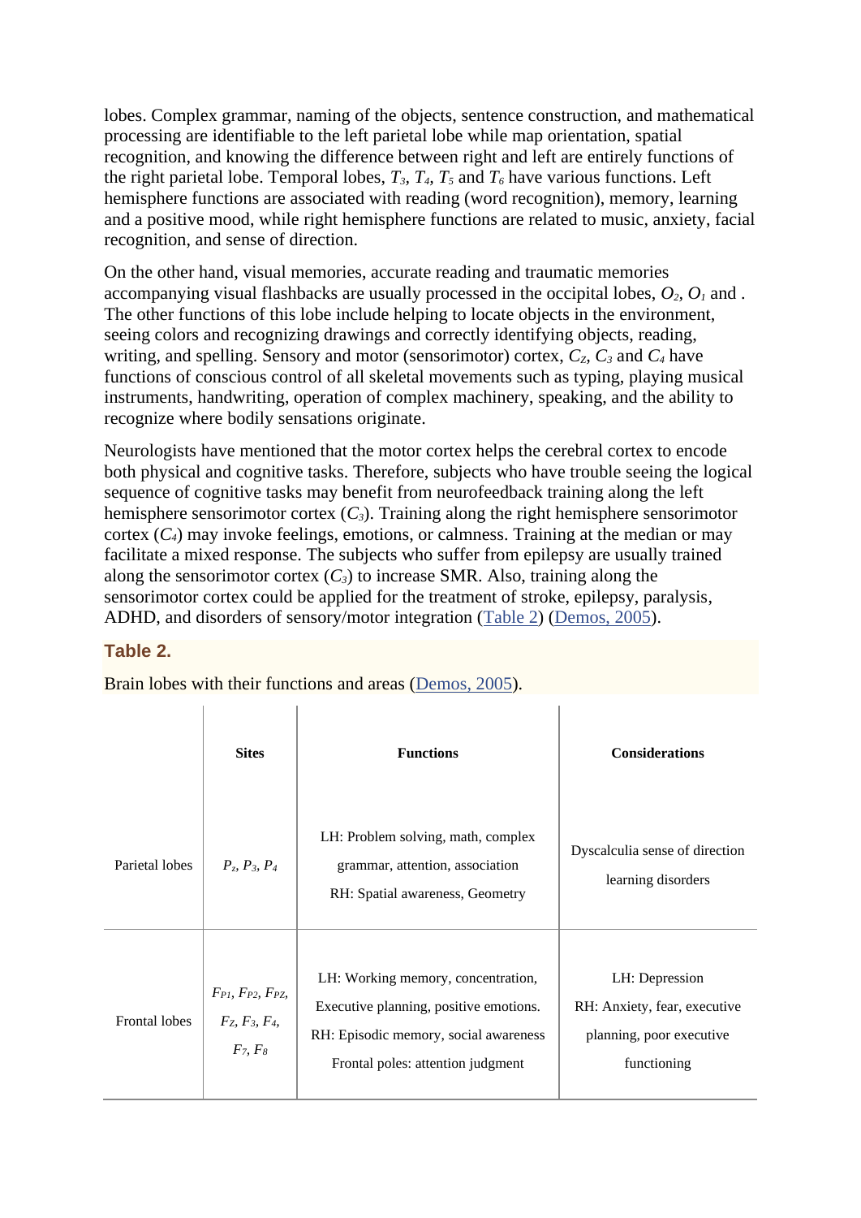lobes. Complex grammar, naming of the objects, sentence construction, and mathematical processing are identifiable to the left parietal lobe while map orientation, spatial recognition, and knowing the difference between right and left are entirely functions of the right parietal lobe. Temporal lobes, $T_3$, $T_4$, $T_5$ and $T_6$ have various functions. Left hemisphere functions are associated with reading (word recognition), memory, learning and a positive mood, while right hemisphere functions are related to music, anxiety, facial recognition, and sense of direction.

On the other hand, visual memories, accurate reading and traumatic memories accompanying visual flashbacks are usually processed in the occipital lobes, $O_2$, $O_1$ and . The other functions of this lobe include helping to locate objects in the environment, seeing colors and recognizing drawings and correctly identifying objects, reading, writing, and spelling. Sensory and motor (sensorimotor) cortex, $C_Z$, $C_3$ and $C_4$ have functions of conscious control of all skeletal movements such as typing, playing musical instruments, handwriting, operation of complex machinery, speaking, and the ability to recognize where bodily sensations originate.

Neurologists have mentioned that the motor cortex helps the cerebral cortex to encode both physical and cognitive tasks. Therefore, subjects who have trouble seeing the logical sequence of cognitive tasks may benefit from neurofeedback training along the left hemisphere sensorimotor cortex ($C_3$). Training along the right hemisphere sensorimotor cortex ($C_4$) may invoke feelings, emotions, or calmness. Training at the median or may facilitate a mixed response. The subjects who suffer from epilepsy are usually trained along the sensorimotor cortex ($C_3$) to increase SMR. Also, training along the sensorimotor cortex could be applied for the treatment of stroke, epilepsy, paralysis, ADHD, and disorders of sensory/motor integration (Table 2) (Demos, 2005).

**Table 2.**

Brain lobes with their functions and areas (Demos, 2005).

| | Sites | Functions | Considerations |
|---|---|---|---|
| Parietal lobes | $P_z$, $P_3$, $P_4$ | LH: Problem solving, math, complex grammar, attention, association<br>RH: Spatial awareness, Geometry | Dyscalculia sense of direction learning disorders |
| Frontal lobes | $F_{P1}$, $F_{P2}$, $F_{PZ}$, $F_Z$, $F_3$, $F_4$, $F_7$, $F_8$ | LH: Working memory, concentration, Executive planning, positive emotions.<br>RH: Episodic memory, social awareness<br>Frontal poles: attention judgment | LH: Depression<br>RH: Anxiety, fear, executive planning, poor executive functioning |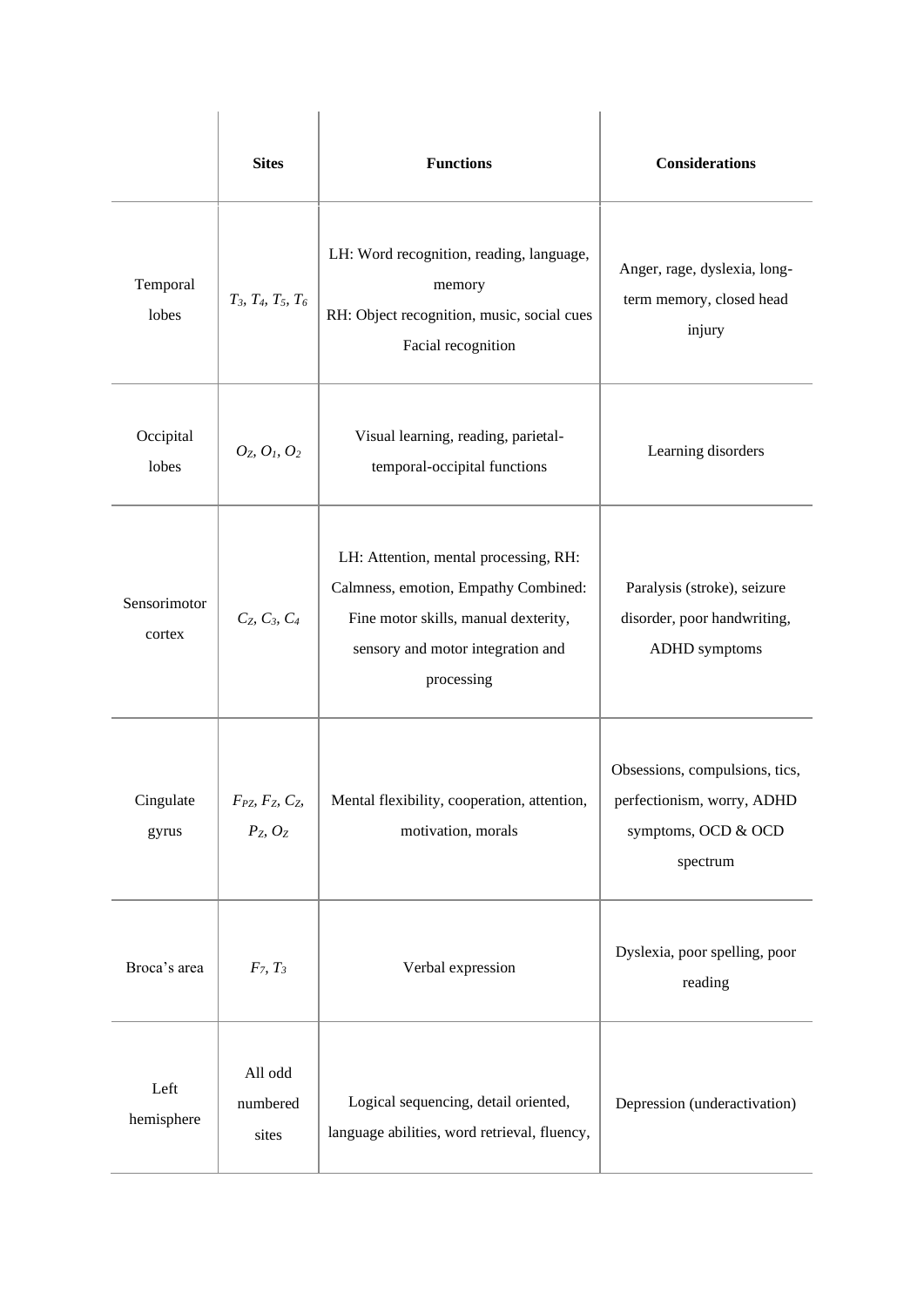| | Sites | Functions | Considerations |
|---|---|---|---|
| Temporal lobes | $T_3$, $T_4$, $T_5$, $T_6$ | LH: Word recognition, reading, language, memory<br>RH: Object recognition, music, social cues<br>Facial recognition | Anger, rage, dyslexia, long-term memory, closed head injury |
| Occipital lobes | $O_Z$, $O_1$, $O_2$ | Visual learning, reading, parietal-temporal-occipital functions | Learning disorders |
| Sensorimotor cortex | $C_Z$, $C_3$, $C_4$ | LH: Attention, mental processing, RH: Calmness, emotion, Empathy Combined: Fine motor skills, manual dexterity, sensory and motor integration and processing | Paralysis (stroke), seizure disorder, poor handwriting, ADHD symptoms |
| Cingulate gyrus | $F_{PZ}$, $F_Z$, $C_Z$, $P_Z$, $O_Z$ | Mental flexibility, cooperation, attention, motivation, morals | Obsessions, compulsions, tics, perfectionism, worry, ADHD symptoms, OCD & OCD spectrum |
| Broca's area | $F_7$, $T_3$ | Verbal expression | Dyslexia, poor spelling, poor reading |
| Left hemisphere | All odd numbered sites | Logical sequencing, detail oriented, language abilities, word retrieval, fluency, | Depression (underactivation) |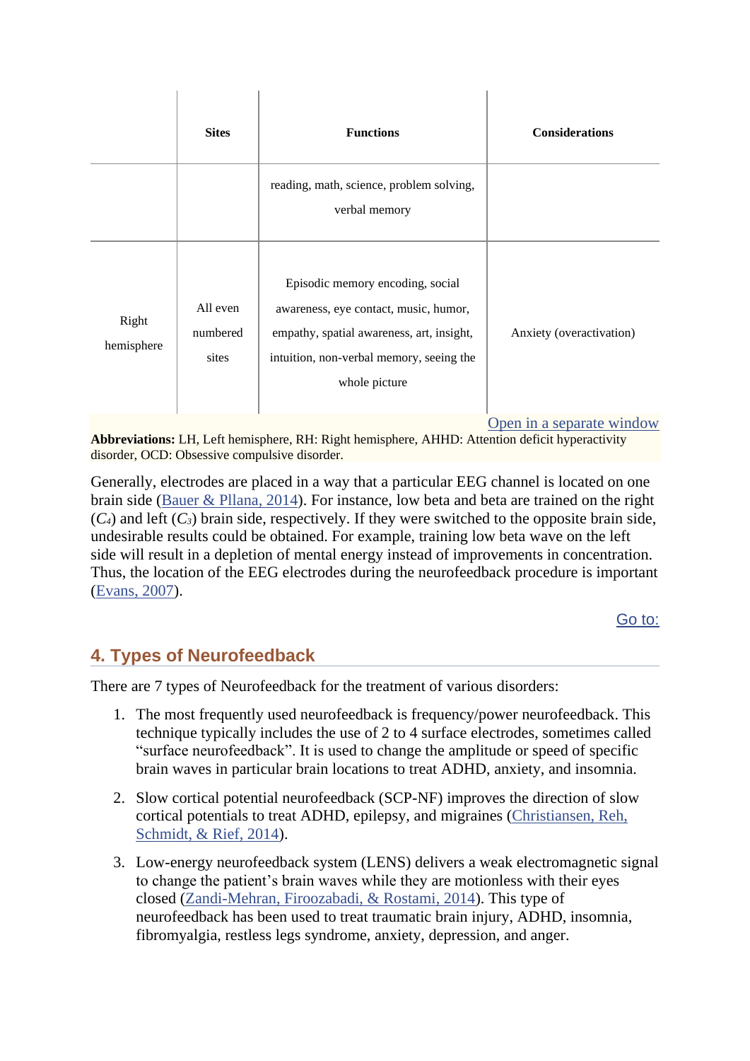| | Sites | Functions | Considerations |
|---|---|---|---|
| | | reading, math, science, problem solving, verbal memory | |
| Right hemisphere | All even numbered sites | Episodic memory encoding, social awareness, eye contact, music, humor, empathy, spatial awareness, art, insight, intuition, non-verbal memory, seeing the whole picture | Anxiety (overactivation) |

Open in a separate window

**Abbreviations:** LH, Left hemisphere, RH: Right hemisphere, AHHD: Attention deficit hyperactivity disorder, OCD: Obsessive compulsive disorder.

Generally, electrodes are placed in a way that a particular EEG channel is located on one brain side (Bauer & Pllana, 2014). For instance, low beta and beta are trained on the right ($C_4$) and left ($C_3$) brain side, respectively. If they were switched to the opposite brain side, undesirable results could be obtained. For example, training low beta wave on the left side will result in a depletion of mental energy instead of improvements in concentration. Thus, the location of the EEG electrodes during the neurofeedback procedure is important (Evans, 2007).

Go to:

## 4. Types of Neurofeedback

There are 7 types of Neurofeedback for the treatment of various disorders:

1. The most frequently used neurofeedback is frequency/power neurofeedback. This technique typically includes the use of 2 to 4 surface electrodes, sometimes called "surface neurofeedback". It is used to change the amplitude or speed of specific brain waves in particular brain locations to treat ADHD, anxiety, and insomnia.
2. Slow cortical potential neurofeedback (SCP-NF) improves the direction of slow cortical potentials to treat ADHD, epilepsy, and migraines (Christiansen, Reh, Schmidt, & Rief, 2014).
3. Low-energy neurofeedback system (LENS) delivers a weak electromagnetic signal to change the patient's brain waves while they are motionless with their eyes closed (Zandi-Mehran, Firoozabadi, & Rostami, 2014). This type of neurofeedback has been used to treat traumatic brain injury, ADHD, insomnia, fibromyalgia, restless legs syndrome, anxiety, depression, and anger.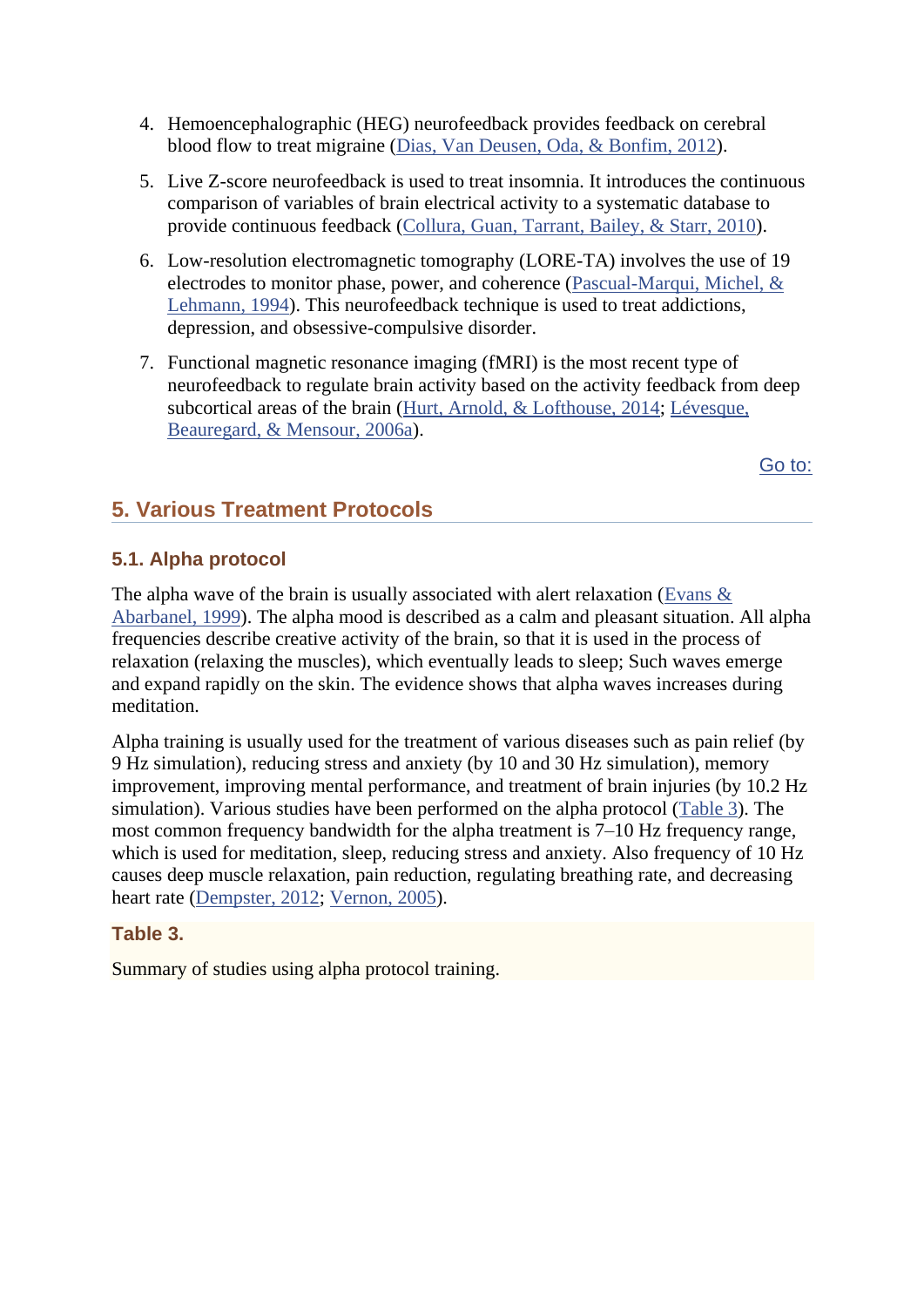4. Hemoencephalographic (HEG) neurofeedback provides feedback on cerebral blood flow to treat migraine (Dias, Van Deusen, Oda, & Bonfim, 2012).

5. Live Z-score neurofeedback is used to treat insomnia. It introduces the continuous comparison of variables of brain electrical activity to a systematic database to provide continuous feedback (Collura, Guan, Tarrant, Bailey, & Starr, 2010).

6. Low-resolution electromagnetic tomography (LORE-TA) involves the use of 19 electrodes to monitor phase, power, and coherence (Pascual-Marqui, Michel, & Lehmann, 1994). This neurofeedback technique is used to treat addictions, depression, and obsessive-compulsive disorder.

7. Functional magnetic resonance imaging (fMRI) is the most recent type of neurofeedback to regulate brain activity based on the activity feedback from deep subcortical areas of the brain (Hurt, Arnold, & Lofthouse, 2014; Lévesque, Beauregard, & Mensour, 2006a).

Go to:

## 5. Various Treatment Protocols

### 5.1. Alpha protocol

The alpha wave of the brain is usually associated with alert relaxation (Evans & Abarbanel, 1999). The alpha mood is described as a calm and pleasant situation. All alpha frequencies describe creative activity of the brain, so that it is used in the process of relaxation (relaxing the muscles), which eventually leads to sleep; Such waves emerge and expand rapidly on the skin. The evidence shows that alpha waves increases during meditation.

Alpha training is usually used for the treatment of various diseases such as pain relief (by 9 Hz simulation), reducing stress and anxiety (by 10 and 30 Hz simulation), memory improvement, improving mental performance, and treatment of brain injuries (by 10.2 Hz simulation). Various studies have been performed on the alpha protocol (Table 3). The most common frequency bandwidth for the alpha treatment is 7–10 Hz frequency range, which is used for meditation, sleep, reducing stress and anxiety. Also frequency of 10 Hz causes deep muscle relaxation, pain reduction, regulating breathing rate, and decreasing heart rate (Dempster, 2012; Vernon, 2005).

**Table 3.**

Summary of studies using alpha protocol training.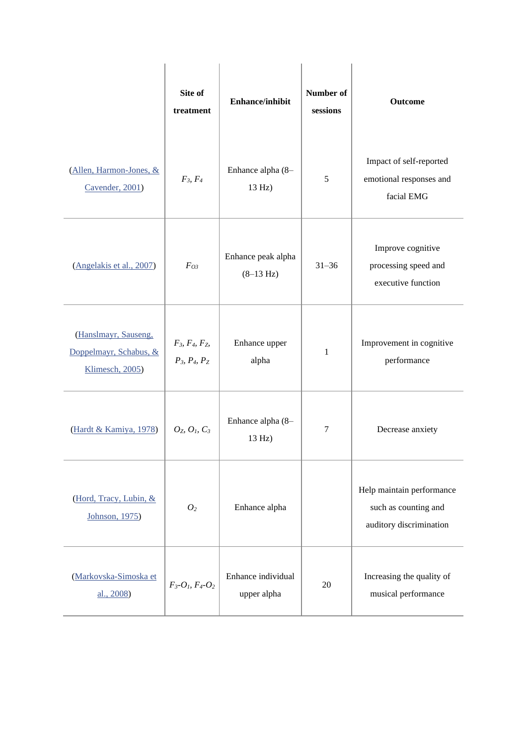| | Site of treatment | Enhance/inhibit | Number of sessions | Outcome |
|---|---|---|---|---|
| (Allen, Harmon-Jones, & Cavender, 2001) | $F_3$, $F_4$ | Enhance alpha (8–13 Hz) | 5 | Impact of self-reported emotional responses and facial EMG |
| (Angelakis et al., 2007) | $F_{O3}$ | Enhance peak alpha (8–13 Hz) | 31–36 | Improve cognitive processing speed and executive function |
| (Hanslmayr, Sauseng, Doppelmayr, Schabus, & Klimesch, 2005) | $F_3$, $F_4$, $F_Z$, $P_3$, $P_4$, $P_Z$ | Enhance upper alpha | 1 | Improvement in cognitive performance |
| (Hardt & Kamiya, 1978) | $O_Z$, $O_1$, $C_3$ | Enhance alpha (8–13 Hz) | 7 | Decrease anxiety |
| (Hord, Tracy, Lubin, & Johnson, 1975) | $O_2$ | Enhance alpha | | Help maintain performance such as counting and auditory discrimination |
| (Markovska-Simoska et al., 2008) | $F_3$-$O_1$, $F_4$-$O_2$ | Enhance individual upper alpha | 20 | Increasing the quality of musical performance |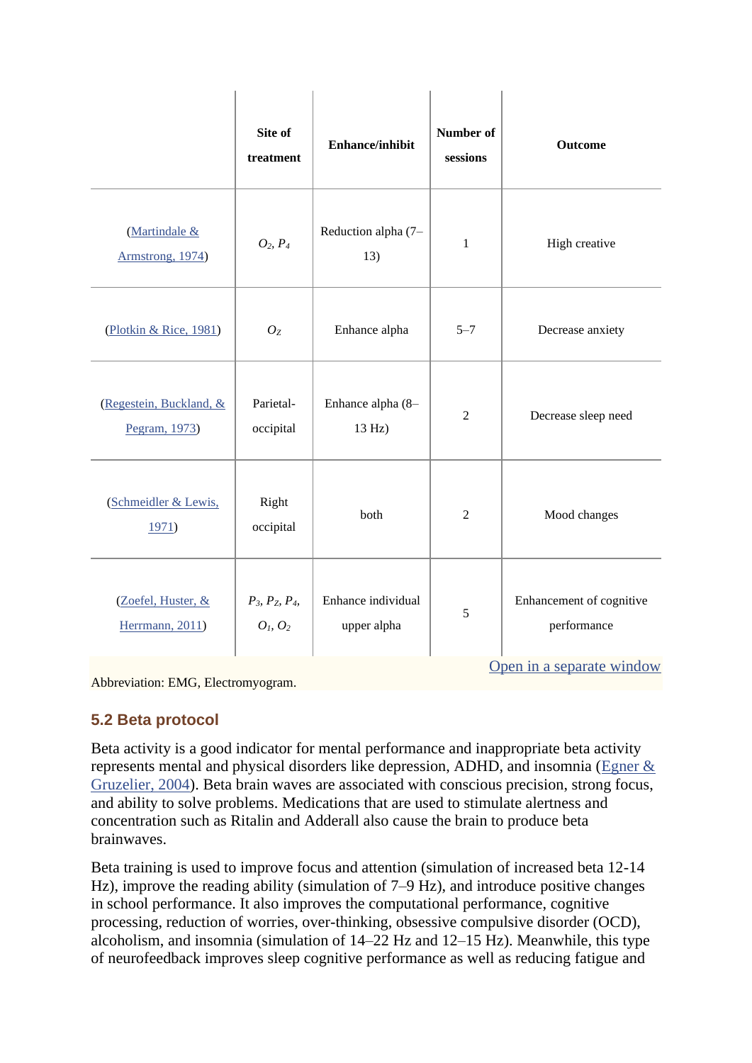| | Site of treatment | Enhance/inhibit | Number of sessions | Outcome |
|---|---|---|---|---|
| (Martindale & Armstrong, 1974) | $O_2$, $P_4$ | Reduction alpha (7–13) | 1 | High creative |
| (Plotkin & Rice, 1981) | $O_Z$ | Enhance alpha | 5–7 | Decrease anxiety |
| (Regestein, Buckland, & Pegram, 1973) | Parietal-occipital | Enhance alpha (8–13 Hz) | 2 | Decrease sleep need |
| (Schmeidler & Lewis, 1971) | Right occipital | both | 2 | Mood changes |
| (Zoefel, Huster, & Herrmann, 2011) | $P_3$, $P_Z$, $P_4$, $O_1$, $O_2$ | Enhance individual upper alpha | 5 | Enhancement of cognitive performance |

Open in a separate window

Abbreviation: EMG, Electromyogram.

## 5.2 Beta protocol

Beta activity is a good indicator for mental performance and inappropriate beta activity represents mental and physical disorders like depression, ADHD, and insomnia (Egner & Gruzelier, 2004). Beta brain waves are associated with conscious precision, strong focus, and ability to solve problems. Medications that are used to stimulate alertness and concentration such as Ritalin and Adderall also cause the brain to produce beta brainwaves.

Beta training is used to improve focus and attention (simulation of increased beta 12-14 Hz), improve the reading ability (simulation of 7–9 Hz), and introduce positive changes in school performance. It also improves the computational performance, cognitive processing, reduction of worries, over-thinking, obsessive compulsive disorder (OCD), alcoholism, and insomnia (simulation of 14–22 Hz and 12–15 Hz). Meanwhile, this type of neurofeedback improves sleep cognitive performance as well as reducing fatigue and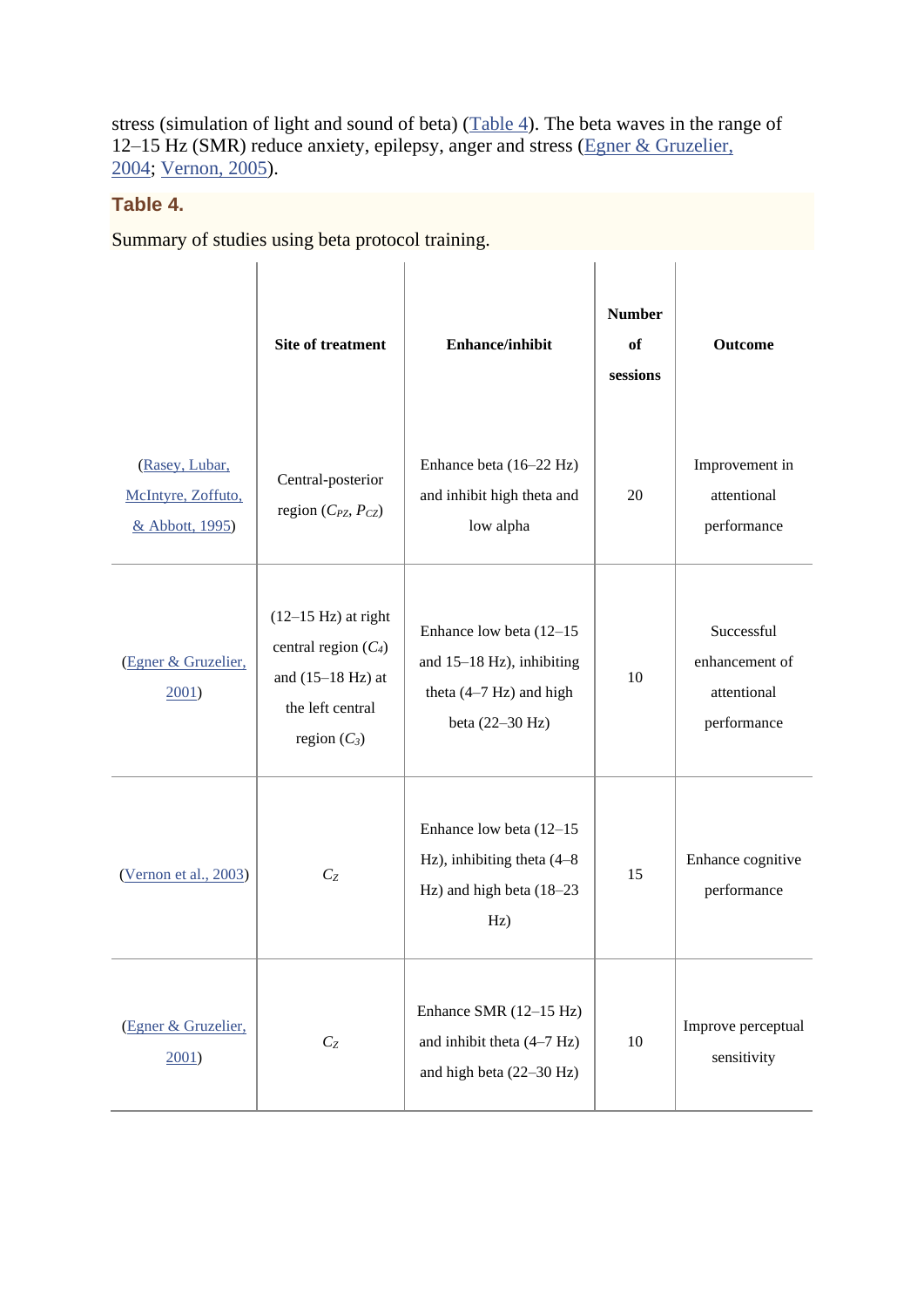stress (simulation of light and sound of beta) (Table 4). The beta waves in the range of 12–15 Hz (SMR) reduce anxiety, epilepsy, anger and stress (Egner & Gruzelier, 2004; Vernon, 2005).

### Table 4.

Summary of studies using beta protocol training.

| | Site of treatment | Enhance/inhibit | Number of sessions | Outcome |
|---|---|---|---|---|
| (Rasey, Lubar, McIntyre, Zoffuto, & Abbott, 1995) | Central-posterior region ($C_{PZ}$, $P_{CZ}$) | Enhance beta (16–22 Hz) and inhibit high theta and low alpha | 20 | Improvement in attentional performance |
| (Egner & Gruzelier, 2001) | (12–15 Hz) at right central region ($C_4$) and (15–18 Hz) at the left central region ($C_3$) | Enhance low beta (12–15 and 15–18 Hz), inhibiting theta (4–7 Hz) and high beta (22–30 Hz) | 10 | Successful enhancement of attentional performance |
| (Vernon et al., 2003) | $C_Z$ | Enhance low beta (12–15 Hz), inhibiting theta (4–8 Hz) and high beta (18–23 Hz) | 15 | Enhance cognitive performance |
| (Egner & Gruzelier, 2001) | $C_Z$ | Enhance SMR (12–15 Hz) and inhibit theta (4–7 Hz) and high beta (22–30 Hz) | 10 | Improve perceptual sensitivity |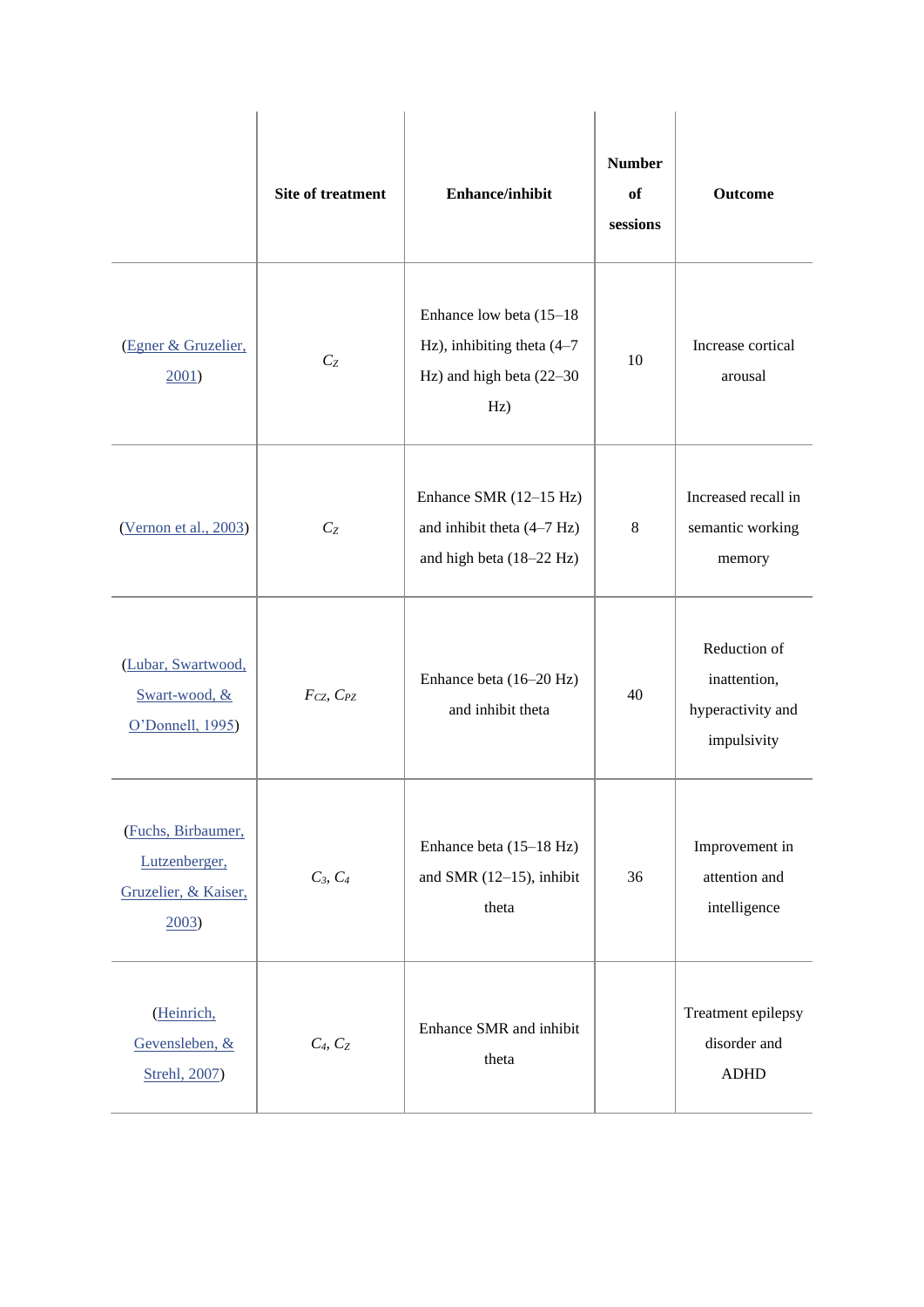| | Site of treatment | Enhance/inhibit | Number of sessions | Outcome |
|---|---|---|---|---|
| (Egner & Gruzelier, 2001) | $C_Z$ | Enhance low beta (15–18 Hz), inhibiting theta (4–7 Hz) and high beta (22–30 Hz) | 10 | Increase cortical arousal |
| (Vernon et al., 2003) | $C_Z$ | Enhance SMR (12–15 Hz) and inhibit theta (4–7 Hz) and high beta (18–22 Hz) | 8 | Increased recall in semantic working memory |
| (Lubar, Swartwood, Swart-wood, & O'Donnell, 1995) | $F_{CZ}$, $C_{PZ}$ | Enhance beta (16–20 Hz) and inhibit theta | 40 | Reduction of inattention, hyperactivity and impulsivity |
| (Fuchs, Birbaumer, Lutzenberger, Gruzelier, & Kaiser, 2003) | $C_3$, $C_4$ | Enhance beta (15–18 Hz) and SMR (12–15), inhibit theta | 36 | Improvement in attention and intelligence |
| (Heinrich, Gevensleben, & Strehl, 2007) | $C_4$, $C_Z$ | Enhance SMR and inhibit theta | | Treatment epilepsy disorder and ADHD |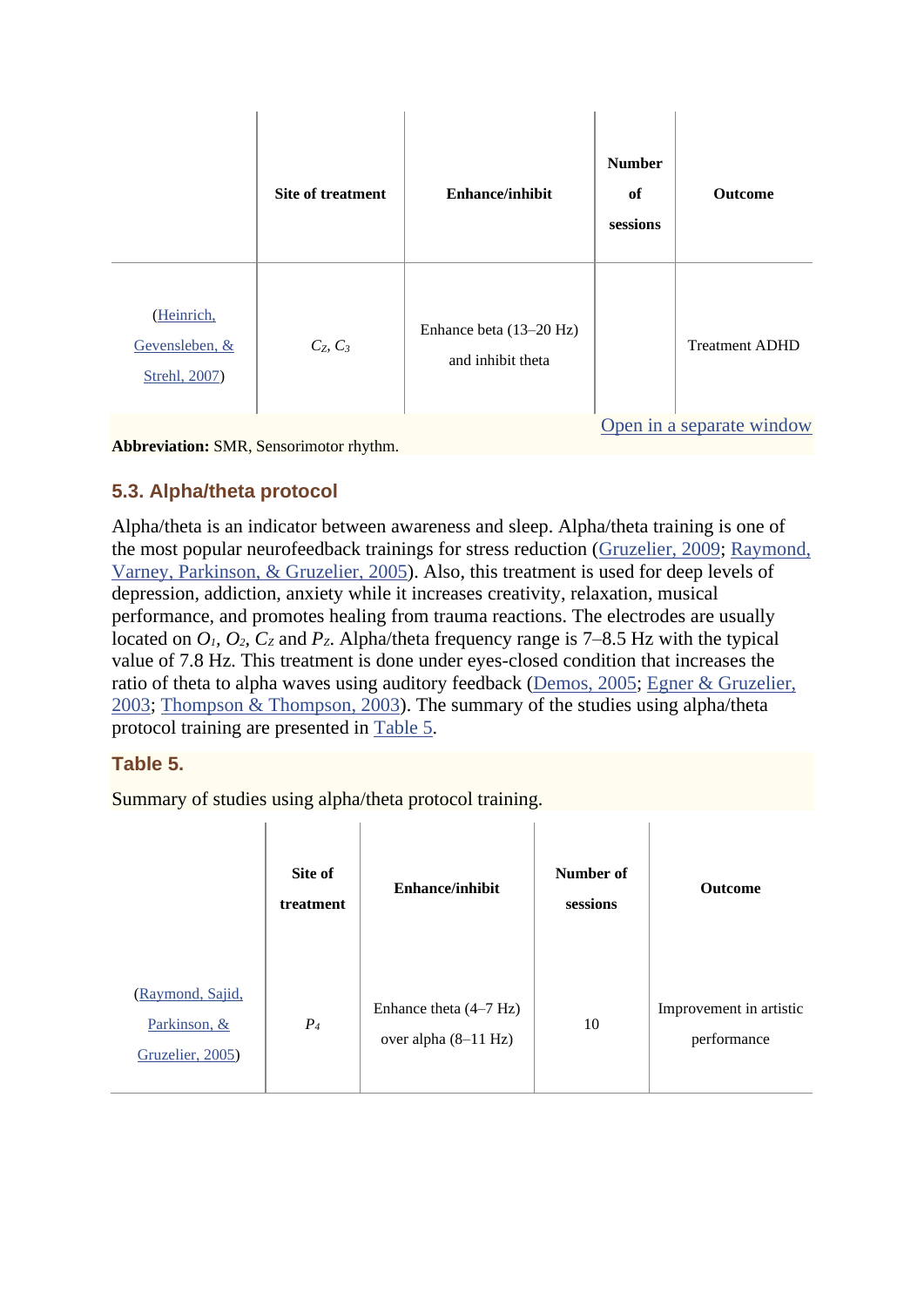| | Site of treatment | Enhance/inhibit | Number of sessions | Outcome |
|---|---|---|---|---|
| (Heinrich, Gevensleben, & Strehl, 2007) | $C_Z$, $C_3$ | Enhance beta (13–20 Hz) and inhibit theta | | Treatment ADHD |

Open in a separate window

**Abbreviation:** SMR, Sensorimotor rhythm.

### 5.3. Alpha/theta protocol

Alpha/theta is an indicator between awareness and sleep. Alpha/theta training is one of the most popular neurofeedback trainings for stress reduction (Gruzelier, 2009; Raymond, Varney, Parkinson, & Gruzelier, 2005). Also, this treatment is used for deep levels of depression, addiction, anxiety while it increases creativity, relaxation, musical performance, and promotes healing from trauma reactions. The electrodes are usually located on $O_1$, $O_2$, $C_Z$ and $P_Z$. Alpha/theta frequency range is 7–8.5 Hz with the typical value of 7.8 Hz. This treatment is done under eyes-closed condition that increases the ratio of theta to alpha waves using auditory feedback (Demos, 2005; Egner & Gruzelier, 2003; Thompson & Thompson, 2003). The summary of the studies using alpha/theta protocol training are presented in Table 5.

### Table 5.

Summary of studies using alpha/theta protocol training.

| | Site of treatment | Enhance/inhibit | Number of sessions | Outcome |
|---|---|---|---|---|
| (Raymond, Sajid, Parkinson, & Gruzelier, 2005) | $P_4$ | Enhance theta (4–7 Hz) over alpha (8–11 Hz) | 10 | Improvement in artistic performance |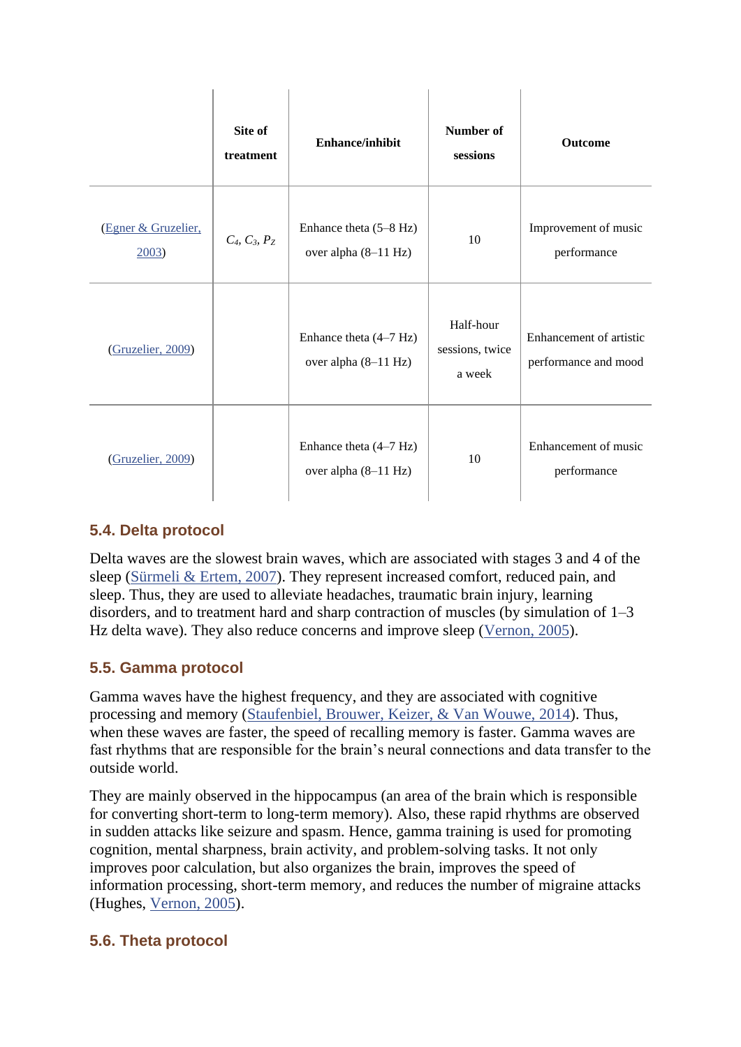| | Site of treatment | Enhance/inhibit | Number of sessions | Outcome |
|---|---|---|---|---|
| (Egner & Gruzelier, 2003) | $C_4$, $C_3$, $P_Z$ | Enhance theta (5–8 Hz) over alpha (8–11 Hz) | 10 | Improvement of music performance |
| (Gruzelier, 2009) | | Enhance theta (4–7 Hz) over alpha (8–11 Hz) | Half-hour sessions, twice a week | Enhancement of artistic performance and mood |
| (Gruzelier, 2009) | | Enhance theta (4–7 Hz) over alpha (8–11 Hz) | 10 | Enhancement of music performance |

### 5.4. Delta protocol

Delta waves are the slowest brain waves, which are associated with stages 3 and 4 of the sleep (Sürmeli & Ertem, 2007). They represent increased comfort, reduced pain, and sleep. Thus, they are used to alleviate headaches, traumatic brain injury, learning disorders, and to treatment hard and sharp contraction of muscles (by simulation of 1–3 Hz delta wave). They also reduce concerns and improve sleep (Vernon, 2005).

### 5.5. Gamma protocol

Gamma waves have the highest frequency, and they are associated with cognitive processing and memory (Staufenbiel, Brouwer, Keizer, & Van Wouwe, 2014). Thus, when these waves are faster, the speed of recalling memory is faster. Gamma waves are fast rhythms that are responsible for the brain's neural connections and data transfer to the outside world.

They are mainly observed in the hippocampus (an area of the brain which is responsible for converting short-term to long-term memory). Also, these rapid rhythms are observed in sudden attacks like seizure and spasm. Hence, gamma training is used for promoting cognition, mental sharpness, brain activity, and problem-solving tasks. It not only improves poor calculation, but also organizes the brain, improves the speed of information processing, short-term memory, and reduces the number of migraine attacks (Hughes, Vernon, 2005).

### 5.6. Theta protocol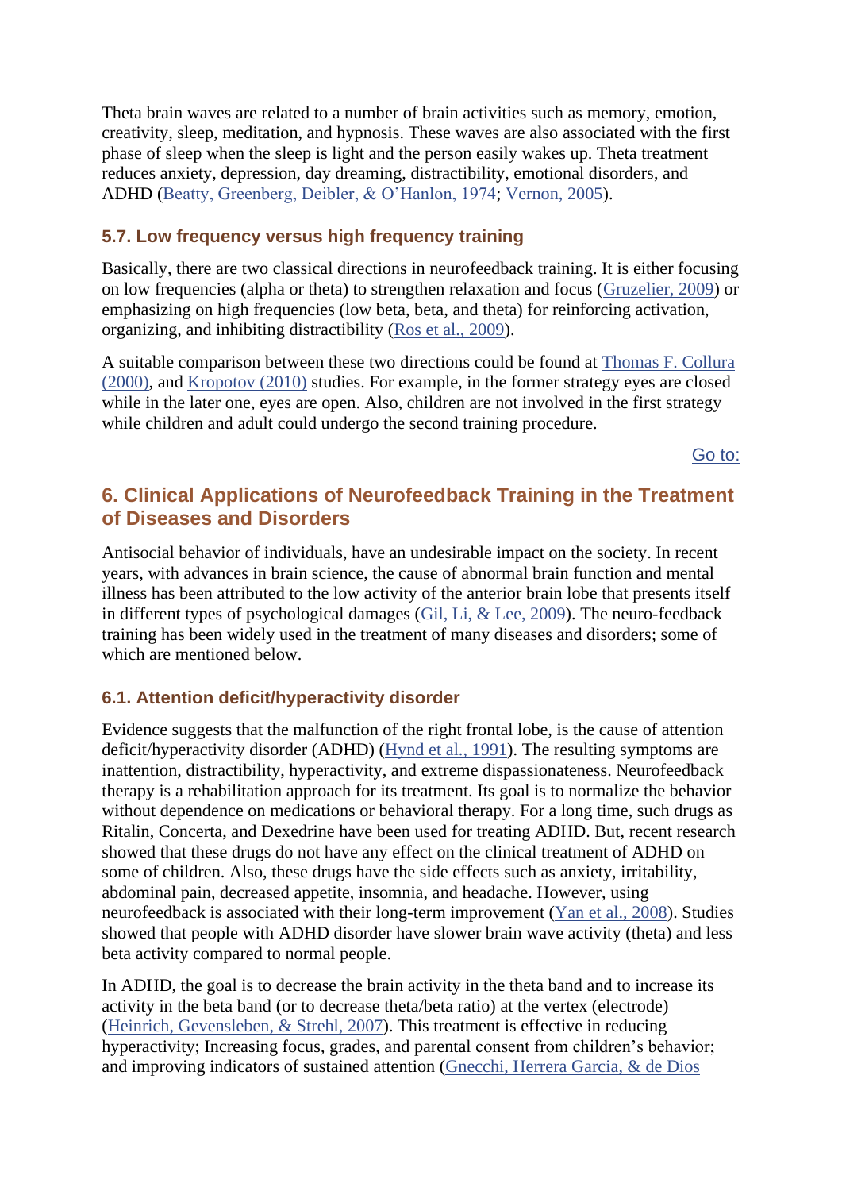Theta brain waves are related to a number of brain activities such as memory, emotion, creativity, sleep, meditation, and hypnosis. These waves are also associated with the first phase of sleep when the sleep is light and the person easily wakes up. Theta treatment reduces anxiety, depression, day dreaming, distractibility, emotional disorders, and ADHD (Beatty, Greenberg, Deibler, & O'Hanlon, 1974; Vernon, 2005).

### 5.7. Low frequency versus high frequency training

Basically, there are two classical directions in neurofeedback training. It is either focusing on low frequencies (alpha or theta) to strengthen relaxation and focus (Gruzelier, 2009) or emphasizing on high frequencies (low beta, beta, and theta) for reinforcing activation, organizing, and inhibiting distractibility (Ros et al., 2009).

A suitable comparison between these two directions could be found at Thomas F. Collura (2000), and Kropotov (2010) studies. For example, in the former strategy eyes are closed while in the later one, eyes are open. Also, children are not involved in the first strategy while children and adult could undergo the second training procedure.

Go to:

## 6. Clinical Applications of Neurofeedback Training in the Treatment of Diseases and Disorders

Antisocial behavior of individuals, have an undesirable impact on the society. In recent years, with advances in brain science, the cause of abnormal brain function and mental illness has been attributed to the low activity of the anterior brain lobe that presents itself in different types of psychological damages (Gil, Li, & Lee, 2009). The neuro-feedback training has been widely used in the treatment of many diseases and disorders; some of which are mentioned below.

### 6.1. Attention deficit/hyperactivity disorder

Evidence suggests that the malfunction of the right frontal lobe, is the cause of attention deficit/hyperactivity disorder (ADHD) (Hynd et al., 1991). The resulting symptoms are inattention, distractibility, hyperactivity, and extreme dispassionateness. Neurofeedback therapy is a rehabilitation approach for its treatment. Its goal is to normalize the behavior without dependence on medications or behavioral therapy. For a long time, such drugs as Ritalin, Concerta, and Dexedrine have been used for treating ADHD. But, recent research showed that these drugs do not have any effect on the clinical treatment of ADHD on some of children. Also, these drugs have the side effects such as anxiety, irritability, abdominal pain, decreased appetite, insomnia, and headache. However, using neurofeedback is associated with their long-term improvement (Yan et al., 2008). Studies showed that people with ADHD disorder have slower brain wave activity (theta) and less beta activity compared to normal people.

In ADHD, the goal is to decrease the brain activity in the theta band and to increase its activity in the beta band (or to decrease theta/beta ratio) at the vertex (electrode) (Heinrich, Gevensleben, & Strehl, 2007). This treatment is effective in reducing hyperactivity; Increasing focus, grades, and parental consent from children's behavior; and improving indicators of sustained attention (Gnecchi, Herrera Garcia, & de Dios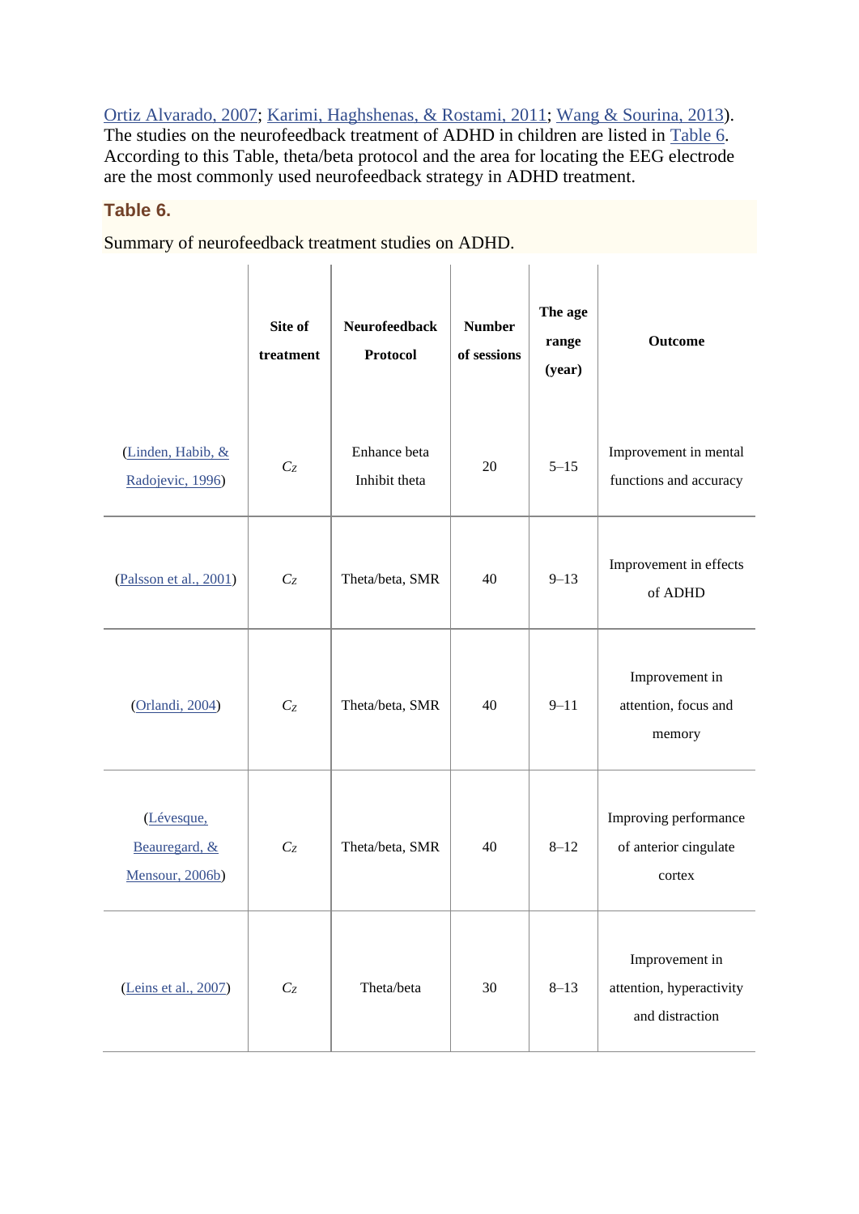Ortiz Alvarado, 2007; Karimi, Haghshenas, & Rostami, 2011; Wang & Sourina, 2013). The studies on the neurofeedback treatment of ADHD in children are listed in Table 6. According to this Table, theta/beta protocol and the area for locating the EEG electrode are the most commonly used neurofeedback strategy in ADHD treatment.

### Table 6.

Summary of neurofeedback treatment studies on ADHD.

| | Site of treatment | Neurofeedback Protocol | Number of sessions | The age range (year) | Outcome |
|---|---|---|---|---|---|
| (Linden, Habib, & Radojevic, 1996) | *Cz* | Enhance beta Inhibit theta | 20 | 5–15 | Improvement in mental functions and accuracy |
| (Palsson et al., 2001) | *Cz* | Theta/beta, SMR | 40 | 9–13 | Improvement in effects of ADHD |
| (Orlandi, 2004) | *Cz* | Theta/beta, SMR | 40 | 9–11 | Improvement in attention, focus and memory |
| (Lévesque, Beauregard, & Mensour, 2006b) | *Cz* | Theta/beta, SMR | 40 | 8–12 | Improving performance of anterior cingulate cortex |
| (Leins et al., 2007) | *Cz* | Theta/beta | 30 | 8–13 | Improvement in attention, hyperactivity and distraction |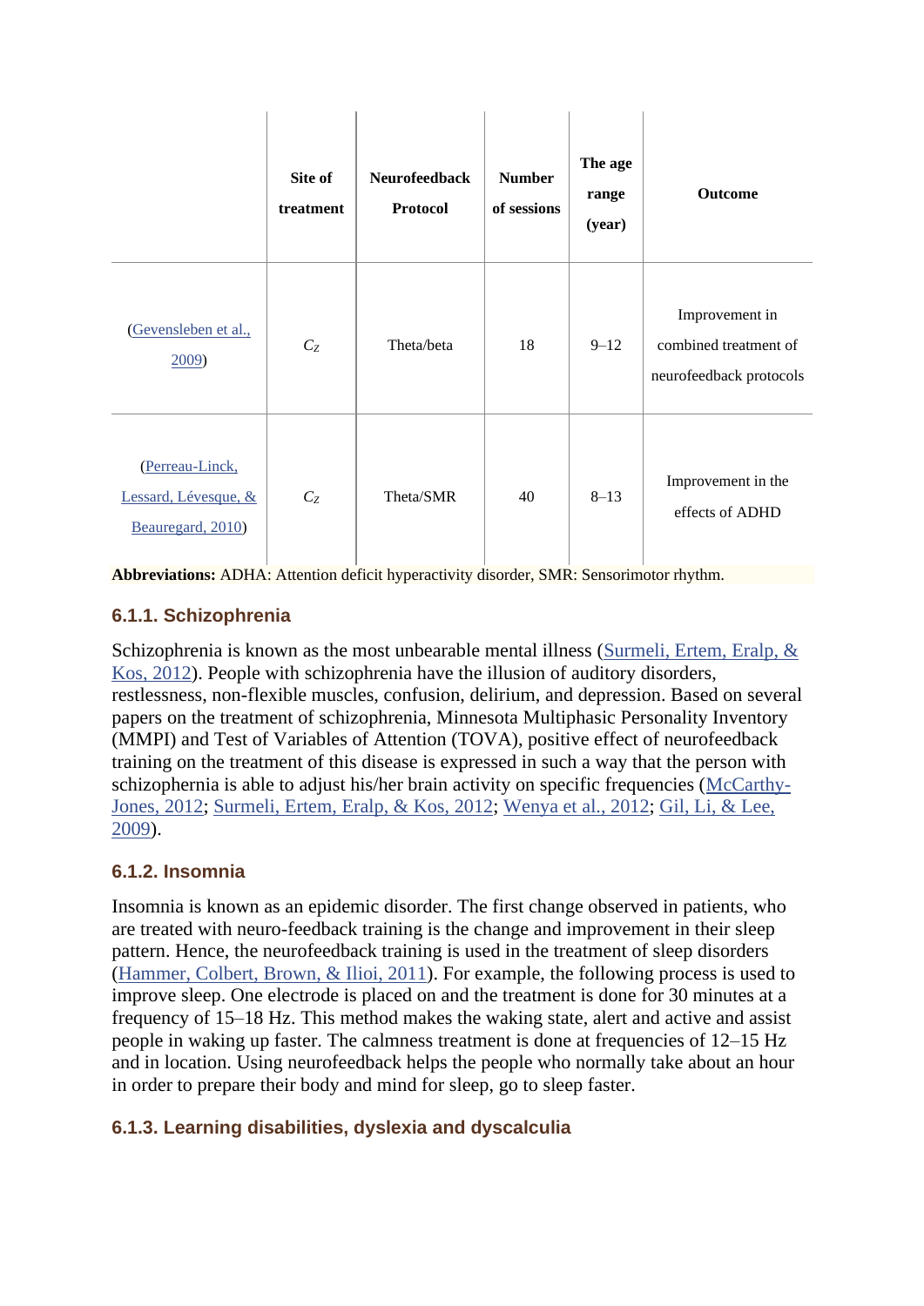| | Site of treatment | Neurofeedback Protocol | Number of sessions | The age range (year) | Outcome |
|---|---|---|---|---|---|
| (Gevensleben et al., 2009) | $C_Z$ | Theta/beta | 18 | 9–12 | Improvement in combined treatment of neurofeedback protocols |
| (Perreau-Linck, Lessard, Lévesque, & Beauregard, 2010) | $C_Z$ | Theta/SMR | 40 | 8–13 | Improvement in the effects of ADHD |

**Abbreviations:** ADHA: Attention deficit hyperactivity disorder, SMR: Sensorimotor rhythm.

### 6.1.1. Schizophrenia

Schizophrenia is known as the most unbearable mental illness (Surmeli, Ertem, Eralp, & Kos, 2012). People with schizophrenia have the illusion of auditory disorders, restlessness, non-flexible muscles, confusion, delirium, and depression. Based on several papers on the treatment of schizophrenia, Minnesota Multiphasic Personality Inventory (MMPI) and Test of Variables of Attention (TOVA), positive effect of neurofeedback training on the treatment of this disease is expressed in such a way that the person with schizophernia is able to adjust his/her brain activity on specific frequencies (McCarthy-Jones, 2012; Surmeli, Ertem, Eralp, & Kos, 2012; Wenya et al., 2012; Gil, Li, & Lee, 2009).

### 6.1.2. Insomnia

Insomnia is known as an epidemic disorder. The first change observed in patients, who are treated with neuro-feedback training is the change and improvement in their sleep pattern. Hence, the neurofeedback training is used in the treatment of sleep disorders (Hammer, Colbert, Brown, & Ilioi, 2011). For example, the following process is used to improve sleep. One electrode is placed on and the treatment is done for 30 minutes at a frequency of 15–18 Hz. This method makes the waking state, alert and active and assist people in waking up faster. The calmness treatment is done at frequencies of 12–15 Hz and in location. Using neurofeedback helps the people who normally take about an hour in order to prepare their body and mind for sleep, go to sleep faster.

### 6.1.3. Learning disabilities, dyslexia and dyscalculia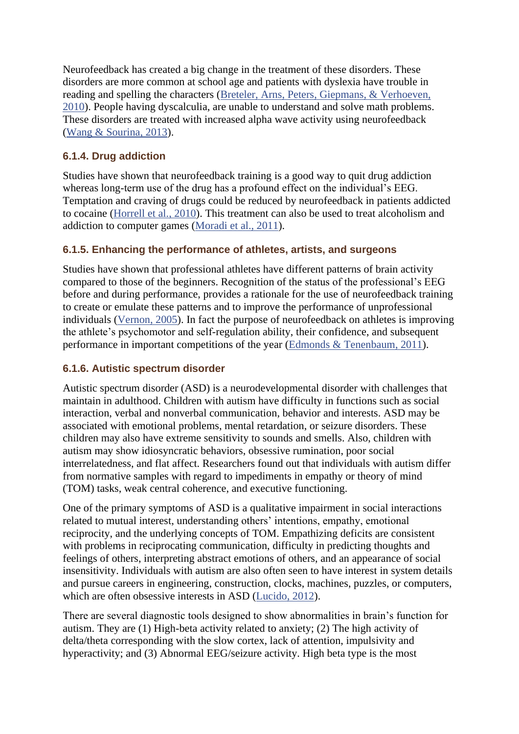Neurofeedback has created a big change in the treatment of these disorders. These disorders are more common at school age and patients with dyslexia have trouble in reading and spelling the characters (Breteler, Arns, Peters, Giepmans, & Verhoeven, 2010). People having dyscalculia, are unable to understand and solve math problems. These disorders are treated with increased alpha wave activity using neurofeedback (Wang & Sourina, 2013).

### 6.1.4. Drug addiction

Studies have shown that neurofeedback training is a good way to quit drug addiction whereas long-term use of the drug has a profound effect on the individual's EEG. Temptation and craving of drugs could be reduced by neurofeedback in patients addicted to cocaine (Horrell et al., 2010). This treatment can also be used to treat alcoholism and addiction to computer games (Moradi et al., 2011).

### 6.1.5. Enhancing the performance of athletes, artists, and surgeons

Studies have shown that professional athletes have different patterns of brain activity compared to those of the beginners. Recognition of the status of the professional's EEG before and during performance, provides a rationale for the use of neurofeedback training to create or emulate these patterns and to improve the performance of unprofessional individuals (Vernon, 2005). In fact the purpose of neurofeedback on athletes is improving the athlete's psychomotor and self-regulation ability, their confidence, and subsequent performance in important competitions of the year (Edmonds & Tenenbaum, 2011).

### 6.1.6. Autistic spectrum disorder

Autistic spectrum disorder (ASD) is a neurodevelopmental disorder with challenges that maintain in adulthood. Children with autism have difficulty in functions such as social interaction, verbal and nonverbal communication, behavior and interests. ASD may be associated with emotional problems, mental retardation, or seizure disorders. These children may also have extreme sensitivity to sounds and smells. Also, children with autism may show idiosyncratic behaviors, obsessive rumination, poor social interrelatedness, and flat affect. Researchers found out that individuals with autism differ from normative samples with regard to impediments in empathy or theory of mind (TOM) tasks, weak central coherence, and executive functioning.

One of the primary symptoms of ASD is a qualitative impairment in social interactions related to mutual interest, understanding others' intentions, empathy, emotional reciprocity, and the underlying concepts of TOM. Empathizing deficits are consistent with problems in reciprocating communication, difficulty in predicting thoughts and feelings of others, interpreting abstract emotions of others, and an appearance of social insensitivity. Individuals with autism are also often seen to have interest in system details and pursue careers in engineering, construction, clocks, machines, puzzles, or computers, which are often obsessive interests in ASD (Lucido, 2012).

There are several diagnostic tools designed to show abnormalities in brain's function for autism. They are (1) High-beta activity related to anxiety; (2) The high activity of delta/theta corresponding with the slow cortex, lack of attention, impulsivity and hyperactivity; and (3) Abnormal EEG/seizure activity. High beta type is the most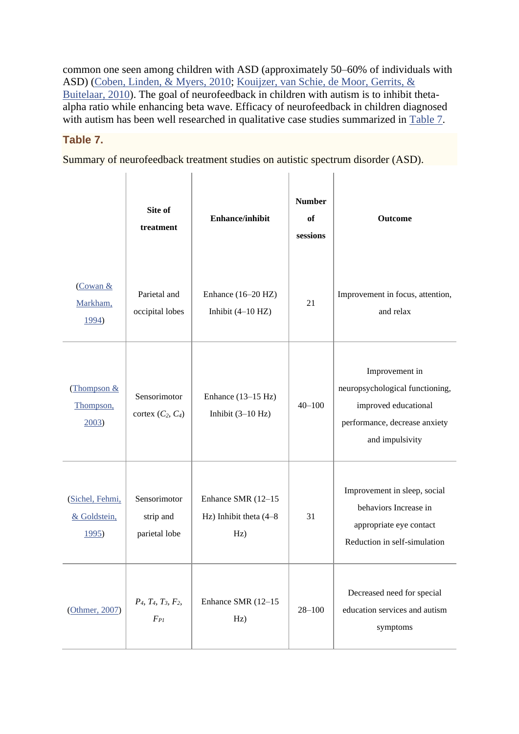common one seen among children with ASD (approximately 50–60% of individuals with ASD) (Coben, Linden, & Myers, 2010; Kouijzer, van Schie, de Moor, Gerrits, & Buitelaar, 2010). The goal of neurofeedback in children with autism is to inhibit theta-alpha ratio while enhancing beta wave. Efficacy of neurofeedback in children diagnosed with autism has been well researched in qualitative case studies summarized in Table 7.

### Table 7.

Summary of neurofeedback treatment studies on autistic spectrum disorder (ASD).

| | Site of treatment | Enhance/inhibit | Number of sessions | Outcome |
|---|---|---|---|---|
| (Cowan & Markham, 1994) | Parietal and occipital lobes | Enhance (16–20 HZ) Inhibit (4–10 HZ) | 21 | Improvement in focus, attention, and relax |
| (Thompson & Thompson, 2003) | Sensorimotor cortex ($C_2$, $C_4$) | Enhance (13–15 Hz) Inhibit (3–10 Hz) | 40–100 | Improvement in neuropsychological functioning, improved educational performance, decrease anxiety and impulsivity |
| (Sichel, Fehmi, & Goldstein, 1995) | Sensorimotor strip and parietal lobe | Enhance SMR (12–15 Hz) Inhibit theta (4–8 Hz) | 31 | Improvement in sleep, social behaviors Increase in appropriate eye contact Reduction in self-simulation |
| (Othmer, 2007) | $P_4$, $T_4$, $T_3$, $F_2$, $F_{P1}$ | Enhance SMR (12–15 Hz) | 28–100 | Decreased need for special education services and autism symptoms |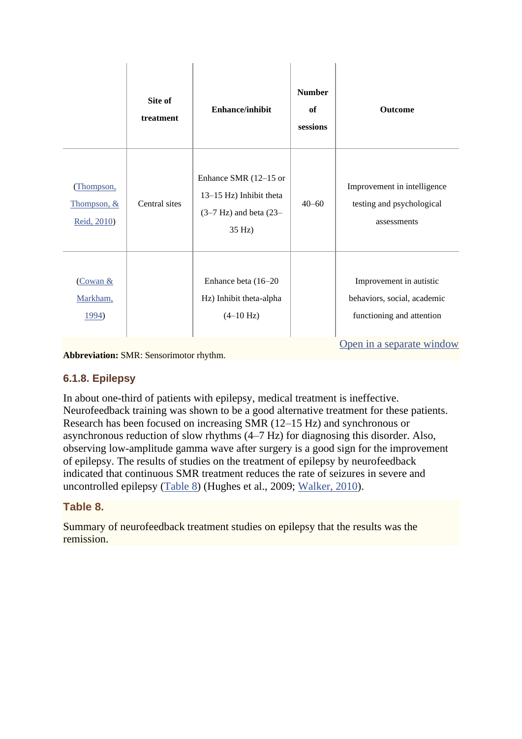| | Site of treatment | Enhance/inhibit | Number of sessions | Outcome |
|---|---|---|---|---|
| (Thompson, Thompson, & Reid, 2010) | Central sites | Enhance SMR (12–15 or 13–15 Hz) Inhibit theta (3–7 Hz) and beta (23–35 Hz) | 40–60 | Improvement in intelligence testing and psychological assessments |
| (Cowan & Markham, 1994) | | Enhance beta (16–20 Hz) Inhibit theta-alpha (4–10 Hz) | | Improvement in autistic behaviors, social, academic functioning and attention |

Open in a separate window

**Abbreviation:** SMR: Sensorimotor rhythm.

### 6.1.8. Epilepsy

In about one-third of patients with epilepsy, medical treatment is ineffective. Neurofeedback training was shown to be a good alternative treatment for these patients. Research has been focused on increasing SMR (12–15 Hz) and synchronous or asynchronous reduction of slow rhythms (4–7 Hz) for diagnosing this disorder. Also, observing low-amplitude gamma wave after surgery is a good sign for the improvement of epilepsy. The results of studies on the treatment of epilepsy by neurofeedback indicated that continuous SMR treatment reduces the rate of seizures in severe and uncontrolled epilepsy (Table 8) (Hughes et al., 2009; Walker, 2010).

### Table 8.

Summary of neurofeedback treatment studies on epilepsy that the results was the remission.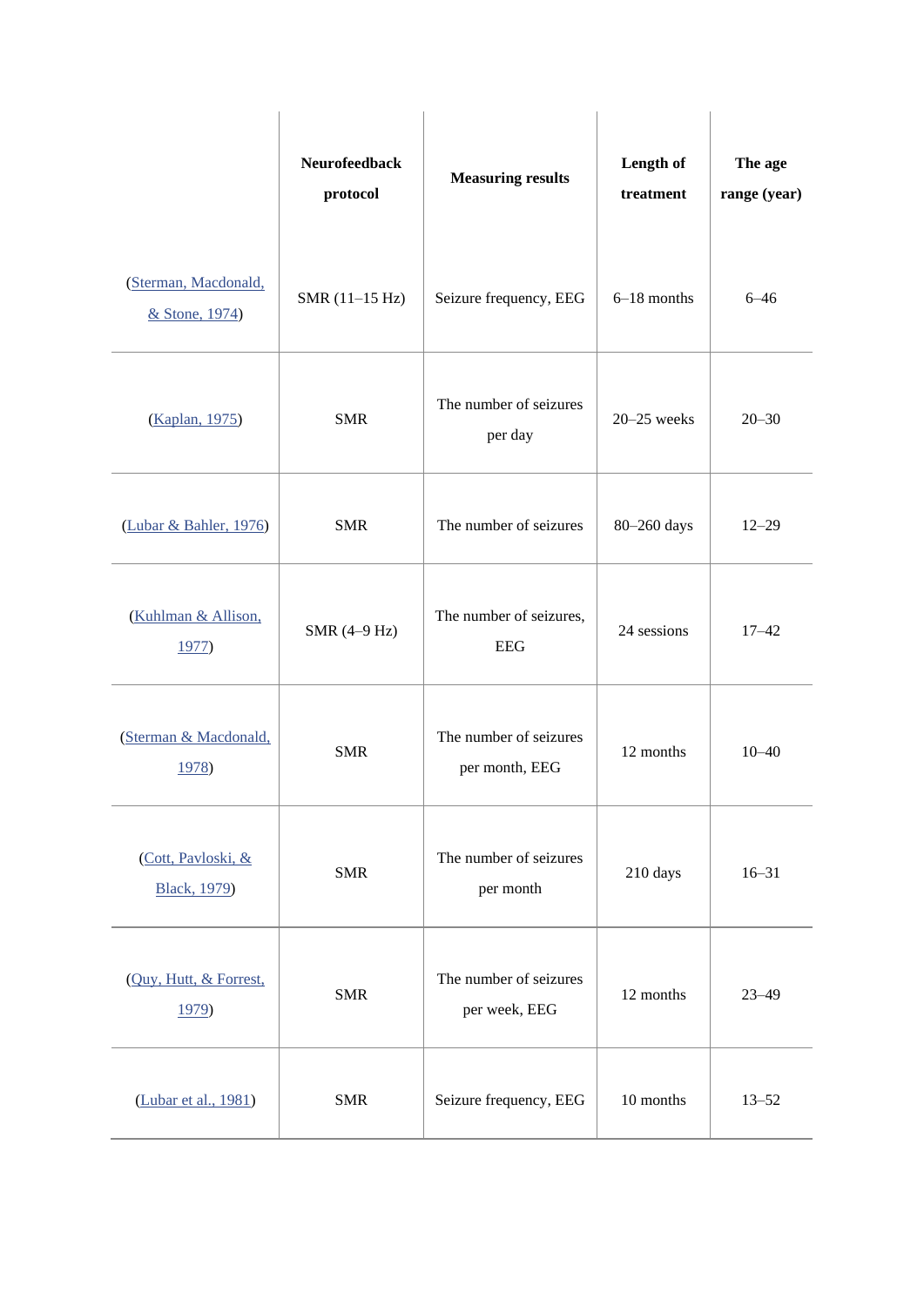| | Neurofeedback protocol | Measuring results | Length of treatment | The age range (year) |
|---|---|---|---|---|
| (Sterman, Macdonald, & Stone, 1974) | SMR (11–15 Hz) | Seizure frequency, EEG | 6–18 months | 6–46 |
| (Kaplan, 1975) | SMR | The number of seizures per day | 20–25 weeks | 20–30 |
| (Lubar & Bahler, 1976) | SMR | The number of seizures | 80–260 days | 12–29 |
| (Kuhlman & Allison, 1977) | SMR (4–9 Hz) | The number of seizures, EEG | 24 sessions | 17–42 |
| (Sterman & Macdonald, 1978) | SMR | The number of seizures per month, EEG | 12 months | 10–40 |
| (Cott, Pavloski, & Black, 1979) | SMR | The number of seizures per month | 210 days | 16–31 |
| (Quy, Hutt, & Forrest, 1979) | SMR | The number of seizures per week, EEG | 12 months | 23–49 |
| (Lubar et al., 1981) | SMR | Seizure frequency, EEG | 10 months | 13–52 |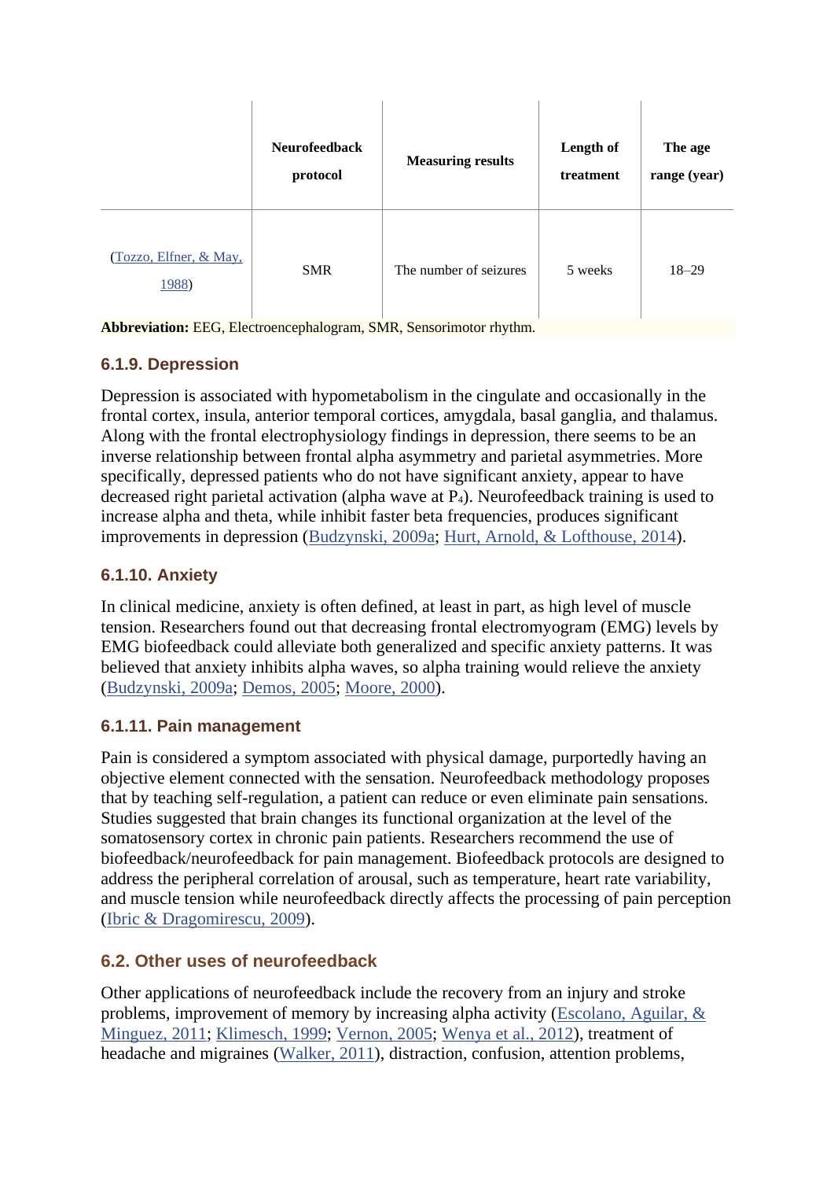| | Neurofeedback protocol | Measuring results | Length of treatment | The age range (year) |
|---|---|---|---|---|
| (Tozzo, Elfner, & May, 1988) | SMR | The number of seizures | 5 weeks | 18–29 |

**Abbreviation:** EEG, Electroencephalogram, SMR, Sensorimotor rhythm.

### 6.1.9. Depression

Depression is associated with hypometabolism in the cingulate and occasionally in the frontal cortex, insula, anterior temporal cortices, amygdala, basal ganglia, and thalamus. Along with the frontal electrophysiology findings in depression, there seems to be an inverse relationship between frontal alpha asymmetry and parietal asymmetries. More specifically, depressed patients who do not have significant anxiety, appear to have decreased right parietal activation (alpha wave at $P_4$). Neurofeedback training is used to increase alpha and theta, while inhibit faster beta frequencies, produces significant improvements in depression (Budzynski, 2009a; Hurt, Arnold, & Lofthouse, 2014).

### 6.1.10. Anxiety

In clinical medicine, anxiety is often defined, at least in part, as high level of muscle tension. Researchers found out that decreasing frontal electromyogram (EMG) levels by EMG biofeedback could alleviate both generalized and specific anxiety patterns. It was believed that anxiety inhibits alpha waves, so alpha training would relieve the anxiety (Budzynski, 2009a; Demos, 2005; Moore, 2000).

### 6.1.11. Pain management

Pain is considered a symptom associated with physical damage, purportedly having an objective element connected with the sensation. Neurofeedback methodology proposes that by teaching self-regulation, a patient can reduce or even eliminate pain sensations. Studies suggested that brain changes its functional organization at the level of the somatosensory cortex in chronic pain patients. Researchers recommend the use of biofeedback/neurofeedback for pain management. Biofeedback protocols are designed to address the peripheral correlation of arousal, such as temperature, heart rate variability, and muscle tension while neurofeedback directly affects the processing of pain perception (Ibric & Dragomirescu, 2009).

## 6.2. Other uses of neurofeedback

Other applications of neurofeedback include the recovery from an injury and stroke problems, improvement of memory by increasing alpha activity (Escolano, Aguilar, & Minguez, 2011; Klimesch, 1999; Vernon, 2005; Wenya et al., 2012), treatment of headache and migraines (Walker, 2011), distraction, confusion, attention problems,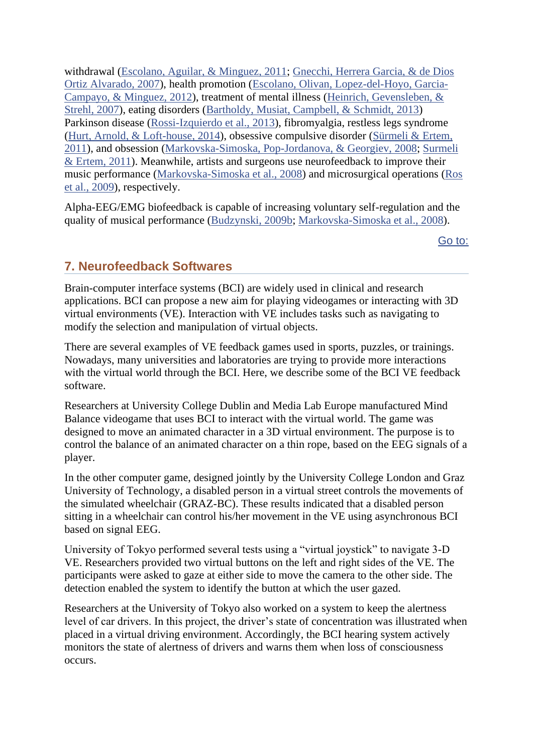withdrawal (Escolano, Aguilar, & Minguez, 2011; Gnecchi, Herrera Garcia, & de Dios Ortiz Alvarado, 2007), health promotion (Escolano, Olivan, Lopez-del-Hoyo, Garcia-Campayo, & Minguez, 2012), treatment of mental illness (Heinrich, Gevensleben, & Strehl, 2007), eating disorders (Bartholdy, Musiat, Campbell, & Schmidt, 2013) Parkinson disease (Rossi-Izquierdo et al., 2013), fibromyalgia, restless legs syndrome (Hurt, Arnold, & Loft-house, 2014), obsessive compulsive disorder (Sürmeli & Ertem, 2011), and obsession (Markovska-Simoska, Pop-Jordanova, & Georgiev, 2008; Surmeli & Ertem, 2011). Meanwhile, artists and surgeons use neurofeedback to improve their music performance (Markovska-Simoska et al., 2008) and microsurgical operations (Ros et al., 2009), respectively.

Alpha-EEG/EMG biofeedback is capable of increasing voluntary self-regulation and the quality of musical performance (Budzynski, 2009b; Markovska-Simoska et al., 2008).

## 7. Neurofeedback Softwares

Brain-computer interface systems (BCI) are widely used in clinical and research applications. BCI can propose a new aim for playing videogames or interacting with 3D virtual environments (VE). Interaction with VE includes tasks such as navigating to modify the selection and manipulation of virtual objects.

There are several examples of VE feedback games used in sports, puzzles, or trainings. Nowadays, many universities and laboratories are trying to provide more interactions with the virtual world through the BCI. Here, we describe some of the BCI VE feedback software.

Researchers at University College Dublin and Media Lab Europe manufactured Mind Balance videogame that uses BCI to interact with the virtual world. The game was designed to move an animated character in a 3D virtual environment. The purpose is to control the balance of an animated character on a thin rope, based on the EEG signals of a player.

In the other computer game, designed jointly by the University College London and Graz University of Technology, a disabled person in a virtual street controls the movements of the simulated wheelchair (GRAZ-BC). These results indicated that a disabled person sitting in a wheelchair can control his/her movement in the VE using asynchronous BCI based on signal EEG.

University of Tokyo performed several tests using a “virtual joystick” to navigate 3-D VE. Researchers provided two virtual buttons on the left and right sides of the VE. The participants were asked to gaze at either side to move the camera to the other side. The detection enabled the system to identify the button at which the user gazed.

Researchers at the University of Tokyo also worked on a system to keep the alertness level of car drivers. In this project, the driver’s state of concentration was illustrated when placed in a virtual driving environment. Accordingly, the BCI hearing system actively monitors the state of alertness of drivers and warns them when loss of consciousness occurs.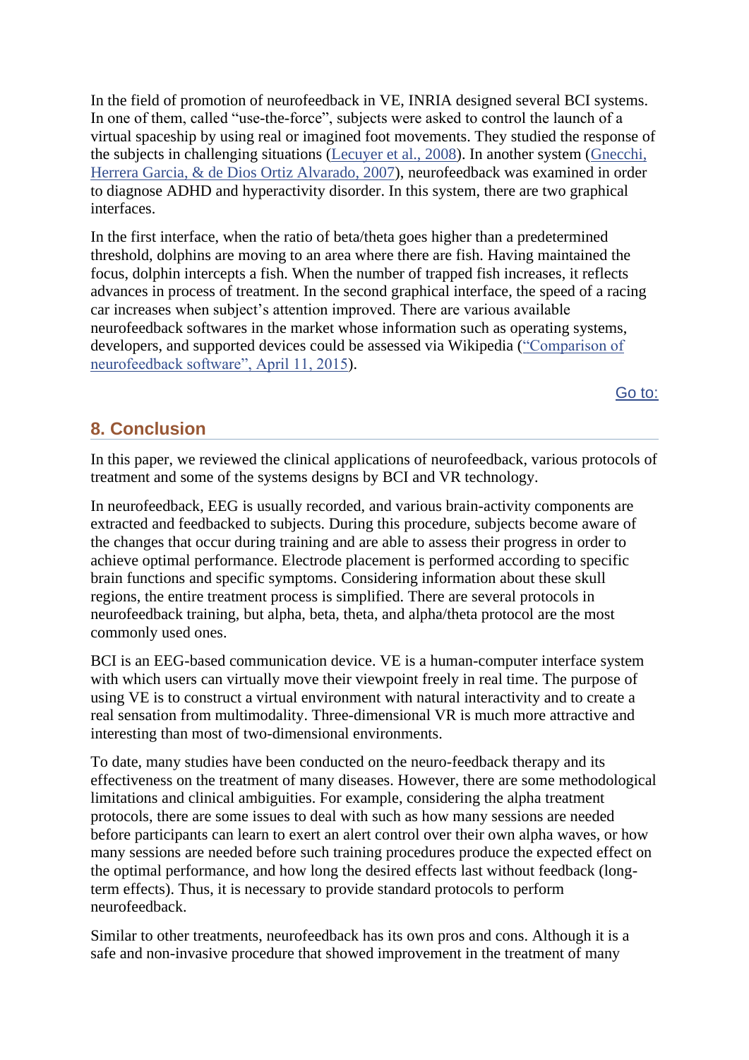In the field of promotion of neurofeedback in VE, INRIA designed several BCI systems. In one of them, called “use-the-force”, subjects were asked to control the launch of a virtual spaceship by using real or imagined foot movements. They studied the response of the subjects in challenging situations (Lecuyer et al., 2008). In another system (Gnecchi, Herrera Garcia, & de Dios Ortiz Alvarado, 2007), neurofeedback was examined in order to diagnose ADHD and hyperactivity disorder. In this system, there are two graphical interfaces.

In the first interface, when the ratio of beta/theta goes higher than a predetermined threshold, dolphins are moving to an area where there are fish. Having maintained the focus, dolphin intercepts a fish. When the number of trapped fish increases, it reflects advances in process of treatment. In the second graphical interface, the speed of a racing car increases when subject’s attention improved. There are various available neurofeedback softwares in the market whose information such as operating systems, developers, and supported devices could be assessed via Wikipedia (“Comparison of neurofeedback software”, April 11, 2015).

## 8. Conclusion

In this paper, we reviewed the clinical applications of neurofeedback, various protocols of treatment and some of the systems designs by BCI and VR technology.

In neurofeedback, EEG is usually recorded, and various brain-activity components are extracted and feedbacked to subjects. During this procedure, subjects become aware of the changes that occur during training and are able to assess their progress in order to achieve optimal performance. Electrode placement is performed according to specific brain functions and specific symptoms. Considering information about these skull regions, the entire treatment process is simplified. There are several protocols in neurofeedback training, but alpha, beta, theta, and alpha/theta protocol are the most commonly used ones.

BCI is an EEG-based communication device. VE is a human-computer interface system with which users can virtually move their viewpoint freely in real time. The purpose of using VE is to construct a virtual environment with natural interactivity and to create a real sensation from multimodality. Three-dimensional VR is much more attractive and interesting than most of two-dimensional environments.

To date, many studies have been conducted on the neuro-feedback therapy and its effectiveness on the treatment of many diseases. However, there are some methodological limitations and clinical ambiguities. For example, considering the alpha treatment protocols, there are some issues to deal with such as how many sessions are needed before participants can learn to exert an alert control over their own alpha waves, or how many sessions are needed before such training procedures produce the expected effect on the optimal performance, and how long the desired effects last without feedback (long-term effects). Thus, it is necessary to provide standard protocols to perform neurofeedback.

Similar to other treatments, neurofeedback has its own pros and cons. Although it is a safe and non-invasive procedure that showed improvement in the treatment of many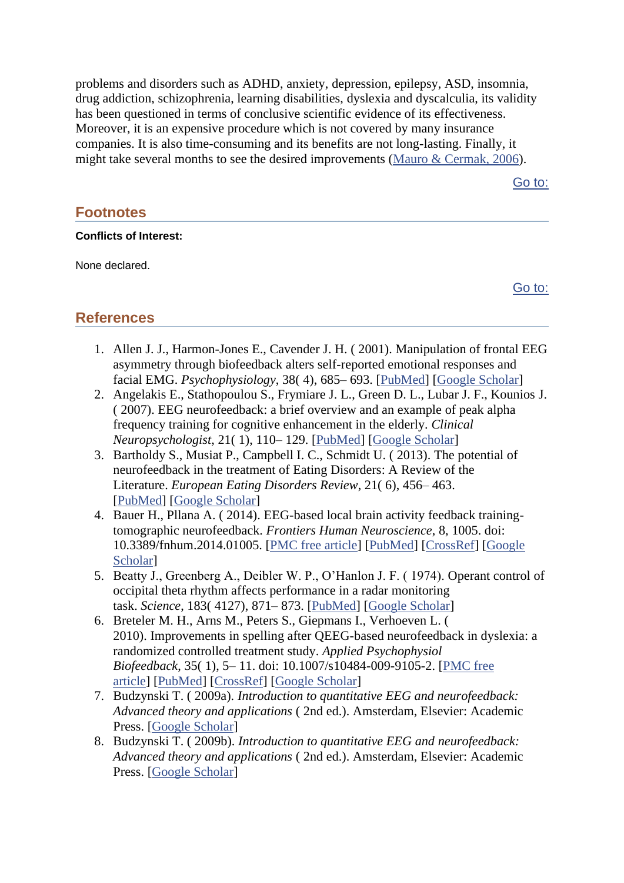problems and disorders such as ADHD, anxiety, depression, epilepsy, ASD, insomnia, drug addiction, schizophrenia, learning disabilities, dyslexia and dyscalculia, its validity has been questioned in terms of conclusive scientific evidence of its effectiveness. Moreover, it is an expensive procedure which is not covered by many insurance companies. It is also time-consuming and its benefits are not long-lasting. Finally, it might take several months to see the desired improvements (Mauro & Cermak, 2006).

Go to:

## Footnotes

**Conflicts of Interest:**

None declared.

Go to:

## References

1. Allen J. J., Harmon-Jones E., Cavender J. H. ( 2001). Manipulation of frontal EEG asymmetry through biofeedback alters self-reported emotional responses and facial EMG. *Psychophysiology*, 38( 4), 685– 693. [PubMed] [Google Scholar]
2. Angelakis E., Stathopoulou S., Frymiare J. L., Green D. L., Lubar J. F., Kounios J. ( 2007). EEG neurofeedback: a brief overview and an example of peak alpha frequency training for cognitive enhancement in the elderly. *Clinical Neuropsychologist*, 21( 1), 110– 129. [PubMed] [Google Scholar]
3. Bartholdy S., Musiat P., Campbell I. C., Schmidt U. ( 2013). The potential of neurofeedback in the treatment of Eating Disorders: A Review of the Literature. *European Eating Disorders Review*, 21( 6), 456– 463. [PubMed] [Google Scholar]
4. Bauer H., Pllana A. ( 2014). EEG-based local brain activity feedback training-tomographic neurofeedback. *Frontiers Human Neuroscience*, 8, 1005. doi: 10.3389/fnhum.2014.01005. [PMC free article] [PubMed] [CrossRef] [Google Scholar]
5. Beatty J., Greenberg A., Deibler W. P., O'Hanlon J. F. ( 1974). Operant control of occipital theta rhythm affects performance in a radar monitoring task. *Science*, 183( 4127), 871– 873. [PubMed] [Google Scholar]
6. Breteler M. H., Arns M., Peters S., Giepmans I., Verhoeven L. ( 2010). Improvements in spelling after QEEG-based neurofeedback in dyslexia: a randomized controlled treatment study. *Applied Psychophysiol Biofeedback*, 35( 1), 5– 11. doi: 10.1007/s10484-009-9105-2. [PMC free article] [PubMed] [CrossRef] [Google Scholar]
7. Budzynski T. ( 2009a). *Introduction to quantitative EEG and neurofeedback: Advanced theory and applications* ( 2nd ed.). Amsterdam, Elsevier: Academic Press. [Google Scholar]
8. Budzynski T. ( 2009b). *Introduction to quantitative EEG and neurofeedback: Advanced theory and applications* ( 2nd ed.). Amsterdam, Elsevier: Academic Press. [Google Scholar]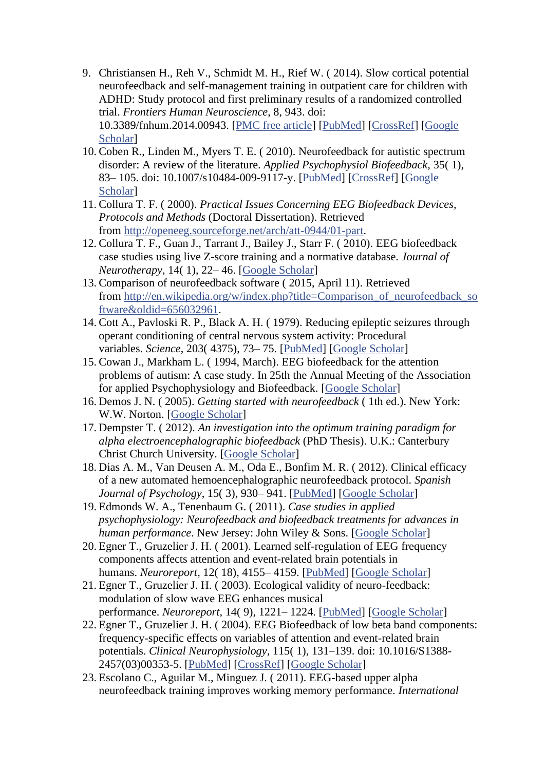9. Christiansen H., Reh V., Schmidt M. H., Rief W. ( 2014). Slow cortical potential neurofeedback and self-management training in outpatient care for children with ADHD: Study protocol and first preliminary results of a randomized controlled trial. *Frontiers Human Neuroscience*, 8, 943. doi: 10.3389/fnhum.2014.00943. [PMC free article] [PubMed] [CrossRef] [Google Scholar]
10. Coben R., Linden M., Myers T. E. ( 2010). Neurofeedback for autistic spectrum disorder: A review of the literature. *Applied Psychophysiol Biofeedback*, 35( 1), 83– 105. doi: 10.1007/s10484-009-9117-y. [PubMed] [CrossRef] [Google Scholar]
11. Collura T. F. ( 2000). *Practical Issues Concerning EEG Biofeedback Devices, Protocols and Methods* (Doctoral Dissertation). Retrieved from http://openeeg.sourceforge.net/arch/att-0944/01-part.
12. Collura T. F., Guan J., Tarrant J., Bailey J., Starr F. ( 2010). EEG biofeedback case studies using live Z-score training and a normative database. *Journal of Neurotherapy*, 14( 1), 22– 46. [Google Scholar]
13. Comparison of neurofeedback software ( 2015, April 11). Retrieved from http://en.wikipedia.org/w/index.php?title=Comparison_of_neurofeedback_software&oldid=656032961.
14. Cott A., Pavloski R. P., Black A. H. ( 1979). Reducing epileptic seizures through operant conditioning of central nervous system activity: Procedural variables. *Science*, 203( 4375), 73– 75. [PubMed] [Google Scholar]
15. Cowan J., Markham L. ( 1994, March). EEG biofeedback for the attention problems of autism: A case study. In 25th the Annual Meeting of the Association for applied Psychophysiology and Biofeedback. [Google Scholar]
16. Demos J. N. ( 2005). *Getting started with neurofeedback* ( 1th ed.). New York: W.W. Norton. [Google Scholar]
17. Dempster T. ( 2012). *An investigation into the optimum training paradigm for alpha electroencephalographic biofeedback* (PhD Thesis). U.K.: Canterbury Christ Church University. [Google Scholar]
18. Dias A. M., Van Deusen A. M., Oda E., Bonfim M. R. ( 2012). Clinical efficacy of a new automated hemoencephalographic neurofeedback protocol. *Spanish Journal of Psychology*, 15( 3), 930– 941. [PubMed] [Google Scholar]
19. Edmonds W. A., Tenenbaum G. ( 2011). *Case studies in applied psychophysiology: Neurofeedback and biofeedback treatments for advances in human performance*. New Jersey: John Wiley & Sons. [Google Scholar]
20. Egner T., Gruzelier J. H. ( 2001). Learned self-regulation of EEG frequency components affects attention and event-related brain potentials in humans. *Neuroreport*, 12( 18), 4155– 4159. [PubMed] [Google Scholar]
21. Egner T., Gruzelier J. H. ( 2003). Ecological validity of neuro-feedback: modulation of slow wave EEG enhances musical performance. *Neuroreport*, 14( 9), 1221– 1224. [PubMed] [Google Scholar]
22. Egner T., Gruzelier J. H. ( 2004). EEG Biofeedback of low beta band components: frequency-specific effects on variables of attention and event-related brain potentials. *Clinical Neurophysiology*, 115( 1), 131–139. doi: 10.1016/S1388-2457(03)00353-5. [PubMed] [CrossRef] [Google Scholar]
23. Escolano C., Aguilar M., Minguez J. ( 2011). EEG-based upper alpha neurofeedback training improves working memory performance. *International*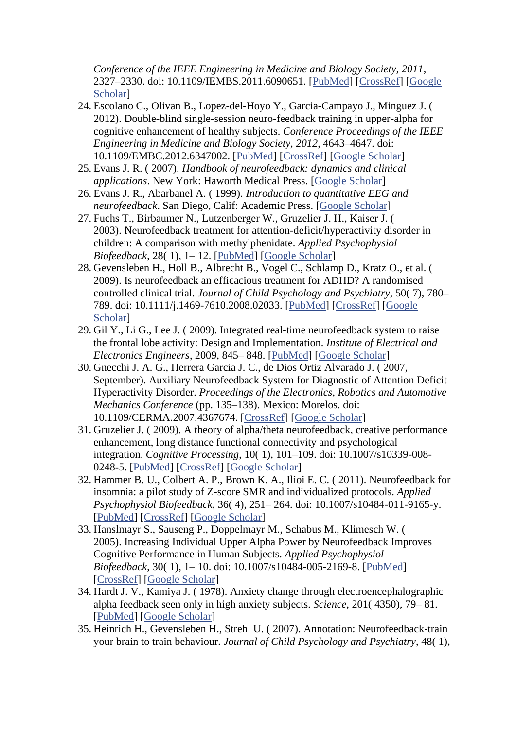*Conference of the IEEE Engineering in Medicine and Biology Society*, *2011*, 2327–2330. doi: 10.1109/IEMBS.2011.6090651. [PubMed] [CrossRef] [Google Scholar]

24. Escolano C., Olivan B., Lopez-del-Hoyo Y., Garcia-Campayo J., Minguez J. ( 2012). Double-blind single-session neuro-feedback training in upper-alpha for cognitive enhancement of healthy subjects. *Conference Proceedings of the IEEE Engineering in Medicine and Biology Society*, *2012*, 4643–4647. doi: 10.1109/EMBC.2012.6347002. [PubMed] [CrossRef] [Google Scholar]
25. Evans J. R. ( 2007). *Handbook of neurofeedback: dynamics and clinical applications*. New York: Haworth Medical Press. [Google Scholar]
26. Evans J. R., Abarbanel A. ( 1999). *Introduction to quantitative EEG and neurofeedback*. San Diego, Calif: Academic Press. [Google Scholar]
27. Fuchs T., Birbaumer N., Lutzenberger W., Gruzelier J. H., Kaiser J. ( 2003). Neurofeedback treatment for attention-deficit/hyperactivity disorder in children: A comparison with methylphenidate. *Applied Psychophysiol Biofeedback*, 28( 1), 1– 12. [PubMed] [Google Scholar]
28. Gevensleben H., Holl B., Albrecht B., Vogel C., Schlamp D., Kratz O., et al. ( 2009). Is neurofeedback an efficacious treatment for ADHD? A randomised controlled clinical trial. *Journal of Child Psychology and Psychiatry*, 50( 7), 780–789. doi: 10.1111/j.1469-7610.2008.02033. [PubMed] [CrossRef] [Google Scholar]
29. Gil Y., Li G., Lee J. ( 2009). Integrated real-time neurofeedback system to raise the frontal lobe activity: Design and Implementation. *Institute of Electrical and Electronics Engineers*, 2009, 845– 848. [PubMed] [Google Scholar]
30. Gnecchi J. A. G., Herrera Garcia J. C., de Dios Ortiz Alvarado J. ( 2007, September). Auxiliary Neurofeedback System for Diagnostic of Attention Deficit Hyperactivity Disorder. *Proceedings of the Electronics, Robotics and Automotive Mechanics Conference* (pp. 135–138). Mexico: Morelos. doi: 10.1109/CERMA.2007.4367674. [CrossRef] [Google Scholar]
31. Gruzelier J. ( 2009). A theory of alpha/theta neurofeedback, creative performance enhancement, long distance functional connectivity and psychological integration. *Cognitive Processing*, 10( 1), 101–109. doi: 10.1007/s10339-008-0248-5. [PubMed] [CrossRef] [Google Scholar]
32. Hammer B. U., Colbert A. P., Brown K. A., Ilioi E. C. ( 2011). Neurofeedback for insomnia: a pilot study of Z-score SMR and individualized protocols. *Applied Psychophysiol Biofeedback*, 36( 4), 251– 264. doi: 10.1007/s10484-011-9165-y. [PubMed] [CrossRef] [Google Scholar]
33. Hanslmayr S., Sauseng P., Doppelmayr M., Schabus M., Klimesch W. ( 2005). Increasing Individual Upper Alpha Power by Neurofeedback Improves Cognitive Performance in Human Subjects. *Applied Psychophysiol Biofeedback*, 30( 1), 1– 10. doi: 10.1007/s10484-005-2169-8. [PubMed] [CrossRef] [Google Scholar]
34. Hardt J. V., Kamiya J. ( 1978). Anxiety change through electroencephalographic alpha feedback seen only in high anxiety subjects. *Science*, 201( 4350), 79– 81. [PubMed] [Google Scholar]
35. Heinrich H., Gevensleben H., Strehl U. ( 2007). Annotation: Neurofeedback-train your brain to train behaviour. *Journal of Child Psychology and Psychiatry*, 48( 1),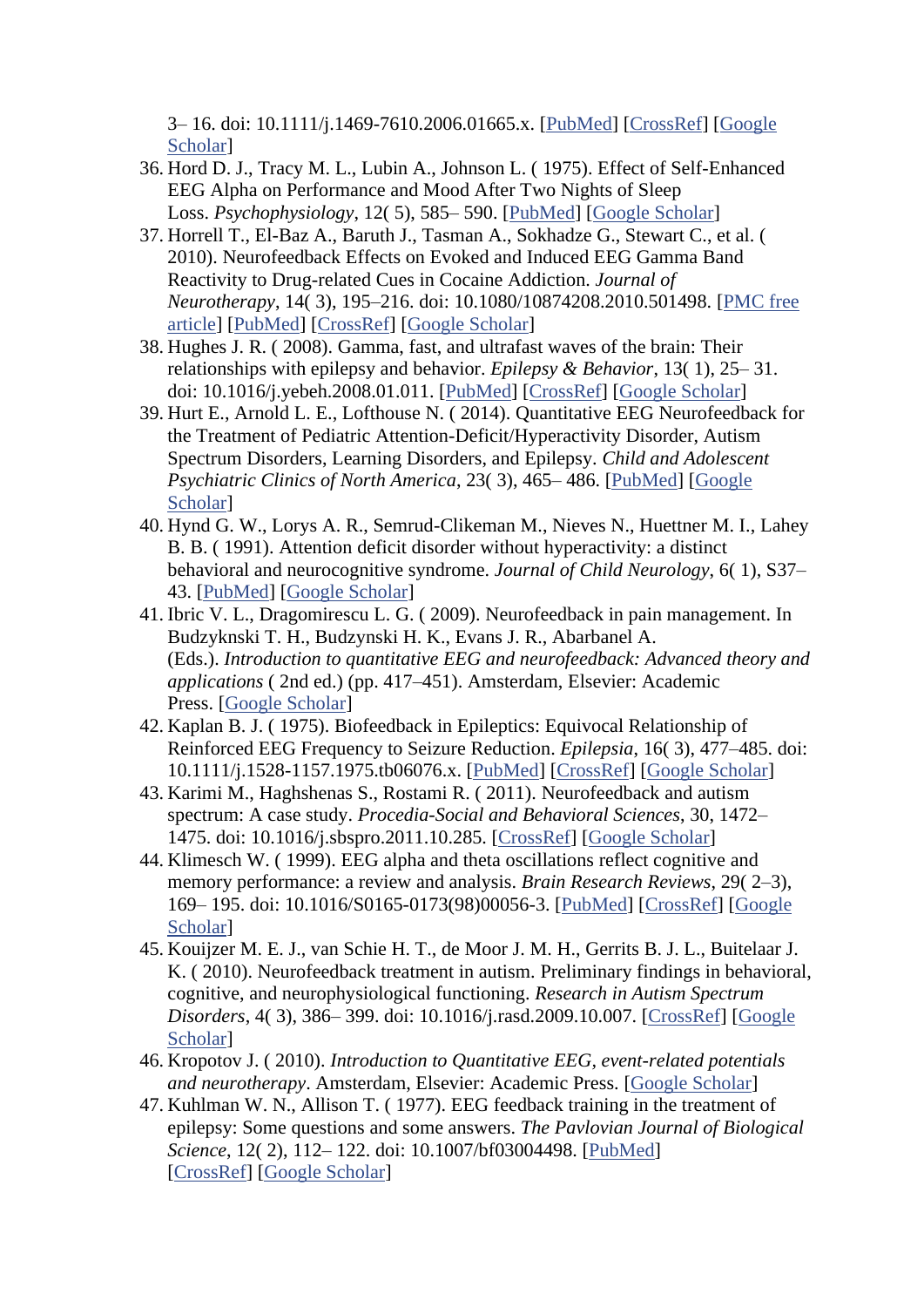3– 16. doi: 10.1111/j.1469-7610.2006.01665.x. [PubMed] [CrossRef] [Google Scholar]

36. Hord D. J., Tracy M. L., Lubin A., Johnson L. ( 1975). Effect of Self-Enhanced EEG Alpha on Performance and Mood After Two Nights of Sleep Loss. *Psychophysiology*, 12( 5), 585– 590. [PubMed] [Google Scholar]
37. Horrell T., El-Baz A., Baruth J., Tasman A., Sokhadze G., Stewart C., et al. ( 2010). Neurofeedback Effects on Evoked and Induced EEG Gamma Band Reactivity to Drug-related Cues in Cocaine Addiction. *Journal of Neurotherapy*, 14( 3), 195–216. doi: 10.1080/10874208.2010.501498. [PMC free article] [PubMed] [CrossRef] [Google Scholar]
38. Hughes J. R. ( 2008). Gamma, fast, and ultrafast waves of the brain: Their relationships with epilepsy and behavior. *Epilepsy & Behavior*, 13( 1), 25– 31. doi: 10.1016/j.yebeh.2008.01.011. [PubMed] [CrossRef] [Google Scholar]
39. Hurt E., Arnold L. E., Lofthouse N. ( 2014). Quantitative EEG Neurofeedback for the Treatment of Pediatric Attention-Deficit/Hyperactivity Disorder, Autism Spectrum Disorders, Learning Disorders, and Epilepsy. *Child and Adolescent Psychiatric Clinics of North America*, 23( 3), 465– 486. [PubMed] [Google Scholar]
40. Hynd G. W., Lorys A. R., Semrud-Clikeman M., Nieves N., Huettner M. I., Lahey B. B. ( 1991). Attention deficit disorder without hyperactivity: a distinct behavioral and neurocognitive syndrome. *Journal of Child Neurology*, 6( 1), S37–43. [PubMed] [Google Scholar]
41. Ibric V. L., Dragomirescu L. G. ( 2009). Neurofeedback in pain management. In Budzyknski T. H., Budzynski H. K., Evans J. R., Abarbanel A. (Eds.). *Introduction to quantitative EEG and neurofeedback: Advanced theory and applications* ( 2nd ed.) (pp. 417–451). Amsterdam, Elsevier: Academic Press. [Google Scholar]
42. Kaplan B. J. ( 1975). Biofeedback in Epileptics: Equivocal Relationship of Reinforced EEG Frequency to Seizure Reduction. *Epilepsia*, 16( 3), 477–485. doi: 10.1111/j.1528-1157.1975.tb06076.x. [PubMed] [CrossRef] [Google Scholar]
43. Karimi M., Haghshenas S., Rostami R. ( 2011). Neurofeedback and autism spectrum: A case study. *Procedia-Social and Behavioral Sciences*, 30, 1472–1475. doi: 10.1016/j.sbspro.2011.10.285. [CrossRef] [Google Scholar]
44. Klimesch W. ( 1999). EEG alpha and theta oscillations reflect cognitive and memory performance: a review and analysis. *Brain Research Reviews*, 29( 2–3), 169– 195. doi: 10.1016/S0165-0173(98)00056-3. [PubMed] [CrossRef] [Google Scholar]
45. Kouijzer M. E. J., van Schie H. T., de Moor J. M. H., Gerrits B. J. L., Buitelaar J. K. ( 2010). Neurofeedback treatment in autism. Preliminary findings in behavioral, cognitive, and neurophysiological functioning. *Research in Autism Spectrum Disorders*, 4( 3), 386– 399. doi: 10.1016/j.rasd.2009.10.007. [CrossRef] [Google Scholar]
46. Kropotov J. ( 2010). *Introduction to Quantitative EEG, event-related potentials and neurotherapy*. Amsterdam, Elsevier: Academic Press. [Google Scholar]
47. Kuhlman W. N., Allison T. ( 1977). EEG feedback training in the treatment of epilepsy: Some questions and some answers. *The Pavlovian Journal of Biological Science*, 12( 2), 112– 122. doi: 10.1007/bf03004498. [PubMed] [CrossRef] [Google Scholar]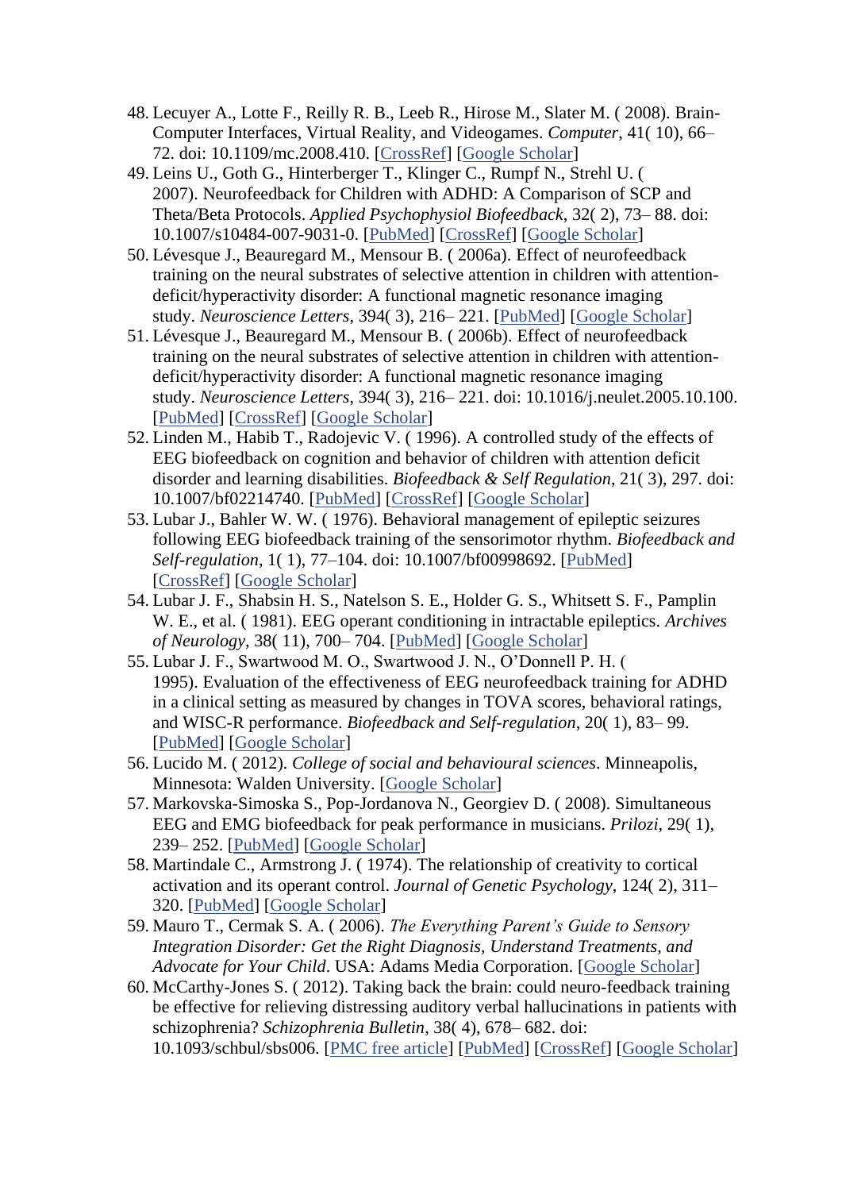48. Lecuyer A., Lotte F., Reilly R. B., Leeb R., Hirose M., Slater M. ( 2008). Brain-Computer Interfaces, Virtual Reality, and Videogames. *Computer*, 41( 10), 66–72. doi: 10.1109/mc.2008.410. [CrossRef] [Google Scholar]
49. Leins U., Goth G., Hinterberger T., Klinger C., Rumpf N., Strehl U. ( 2007). Neurofeedback for Children with ADHD: A Comparison of SCP and Theta/Beta Protocols. *Applied Psychophysiol Biofeedback*, 32( 2), 73– 88. doi: 10.1007/s10484-007-9031-0. [PubMed] [CrossRef] [Google Scholar]
50. Lévesque J., Beauregard M., Mensour B. ( 2006a). Effect of neurofeedback training on the neural substrates of selective attention in children with attention-deficit/hyperactivity disorder: A functional magnetic resonance imaging study. *Neuroscience Letters*, 394( 3), 216– 221. [PubMed] [Google Scholar]
51. Lévesque J., Beauregard M., Mensour B. ( 2006b). Effect of neurofeedback training on the neural substrates of selective attention in children with attention-deficit/hyperactivity disorder: A functional magnetic resonance imaging study. *Neuroscience Letters*, 394( 3), 216– 221. doi: 10.1016/j.neulet.2005.10.100. [PubMed] [CrossRef] [Google Scholar]
52. Linden M., Habib T., Radojevic V. ( 1996). A controlled study of the effects of EEG biofeedback on cognition and behavior of children with attention deficit disorder and learning disabilities. *Biofeedback & Self Regulation*, 21( 3), 297. doi: 10.1007/bf02214740. [PubMed] [CrossRef] [Google Scholar]
53. Lubar J., Bahler W. W. ( 1976). Behavioral management of epileptic seizures following EEG biofeedback training of the sensorimotor rhythm. *Biofeedback and Self-regulation*, 1( 1), 77–104. doi: 10.1007/bf00998692. [PubMed] [CrossRef] [Google Scholar]
54. Lubar J. F., Shabsin H. S., Natelson S. E., Holder G. S., Whitsett S. F., Pamplin W. E., et al. ( 1981). EEG operant conditioning in intractable epileptics. *Archives of Neurology*, 38( 11), 700– 704. [PubMed] [Google Scholar]
55. Lubar J. F., Swartwood M. O., Swartwood J. N., O'Donnell P. H. ( 1995). Evaluation of the effectiveness of EEG neurofeedback training for ADHD in a clinical setting as measured by changes in TOVA scores, behavioral ratings, and WISC-R performance. *Biofeedback and Self-regulation*, 20( 1), 83– 99. [PubMed] [Google Scholar]
56. Lucido M. ( 2012). *College of social and behavioural sciences*. Minneapolis, Minnesota: Walden University. [Google Scholar]
57. Markovska-Simoska S., Pop-Jordanova N., Georgiev D. ( 2008). Simultaneous EEG and EMG biofeedback for peak performance in musicians. *Prilozi*, 29( 1), 239– 252. [PubMed] [Google Scholar]
58. Martindale C., Armstrong J. ( 1974). The relationship of creativity to cortical activation and its operant control. *Journal of Genetic Psychology*, 124( 2), 311– 320. [PubMed] [Google Scholar]
59. Mauro T., Cermak S. A. ( 2006). *The Everything Parent's Guide to Sensory Integration Disorder: Get the Right Diagnosis, Understand Treatments, and Advocate for Your Child*. USA: Adams Media Corporation. [Google Scholar]
60. McCarthy-Jones S. ( 2012). Taking back the brain: could neuro-feedback training be effective for relieving distressing auditory verbal hallucinations in patients with schizophrenia? *Schizophrenia Bulletin*, 38( 4), 678– 682. doi: 10.1093/schbul/sbs006. [PMC free article] [PubMed] [CrossRef] [Google Scholar]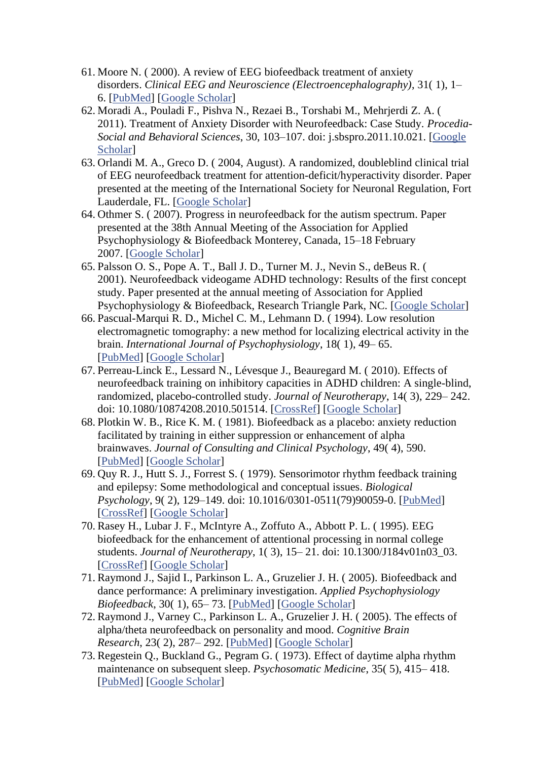61. Moore N. ( 2000). A review of EEG biofeedback treatment of anxiety disorders. *Clinical EEG and Neuroscience (Electroencephalography)*, 31( 1), 1–6. [PubMed] [Google Scholar]
62. Moradi A., Pouladi F., Pishva N., Rezaei B., Torshabi M., Mehrjerdi Z. A. ( 2011). Treatment of Anxiety Disorder with Neurofeedback: Case Study. *Procedia-Social and Behavioral Sciences*, 30, 103–107. doi: j.sbspro.2011.10.021. [Google Scholar]
63. Orlandi M. A., Greco D. ( 2004, August). A randomized, doubleblind clinical trial of EEG neurofeedback treatment for attention-deficit/hyperactivity disorder. Paper presented at the meeting of the International Society for Neuronal Regulation, Fort Lauderdale, FL. [Google Scholar]
64. Othmer S. ( 2007). Progress in neurofeedback for the autism spectrum. Paper presented at the 38th Annual Meeting of the Association for Applied Psychophysiology & Biofeedback Monterey, Canada, 15–18 February 2007. [Google Scholar]
65. Palsson O. S., Pope A. T., Ball J. D., Turner M. J., Nevin S., deBeus R. ( 2001). Neurofeedback videogame ADHD technology: Results of the first concept study. Paper presented at the annual meeting of Association for Applied Psychophysiology & Biofeedback, Research Triangle Park, NC. [Google Scholar]
66. Pascual-Marqui R. D., Michel C. M., Lehmann D. ( 1994). Low resolution electromagnetic tomography: a new method for localizing electrical activity in the brain. *International Journal of Psychophysiology*, 18( 1), 49– 65. [PubMed] [Google Scholar]
67. Perreau-Linck E., Lessard N., Lévesque J., Beauregard M. ( 2010). Effects of neurofeedback training on inhibitory capacities in ADHD children: A single-blind, randomized, placebo-controlled study. *Journal of Neurotherapy*, 14( 3), 229– 242. doi: 10.1080/10874208.2010.501514. [CrossRef] [Google Scholar]
68. Plotkin W. B., Rice K. M. ( 1981). Biofeedback as a placebo: anxiety reduction facilitated by training in either suppression or enhancement of alpha brainwaves. *Journal of Consulting and Clinical Psychology*, 49( 4), 590. [PubMed] [Google Scholar]
69. Quy R. J., Hutt S. J., Forrest S. ( 1979). Sensorimotor rhythm feedback training and epilepsy: Some methodological and conceptual issues. *Biological Psychology*, 9( 2), 129–149. doi: 10.1016/0301-0511(79)90059-0. [PubMed] [CrossRef] [Google Scholar]
70. Rasey H., Lubar J. F., McIntyre A., Zoffuto A., Abbott P. L. ( 1995). EEG biofeedback for the enhancement of attentional processing in normal college students. *Journal of Neurotherapy*, 1( 3), 15– 21. doi: 10.1300/J184v01n03_03. [CrossRef] [Google Scholar]
71. Raymond J., Sajid I., Parkinson L. A., Gruzelier J. H. ( 2005). Biofeedback and dance performance: A preliminary investigation. *Applied Psychophysiology Biofeedback*, 30( 1), 65– 73. [PubMed] [Google Scholar]
72. Raymond J., Varney C., Parkinson L. A., Gruzelier J. H. ( 2005). The effects of alpha/theta neurofeedback on personality and mood. *Cognitive Brain Research*, 23( 2), 287– 292. [PubMed] [Google Scholar]
73. Regestein Q., Buckland G., Pegram G. ( 1973). Effect of daytime alpha rhythm maintenance on subsequent sleep. *Psychosomatic Medicine*, 35( 5), 415– 418. [PubMed] [Google Scholar]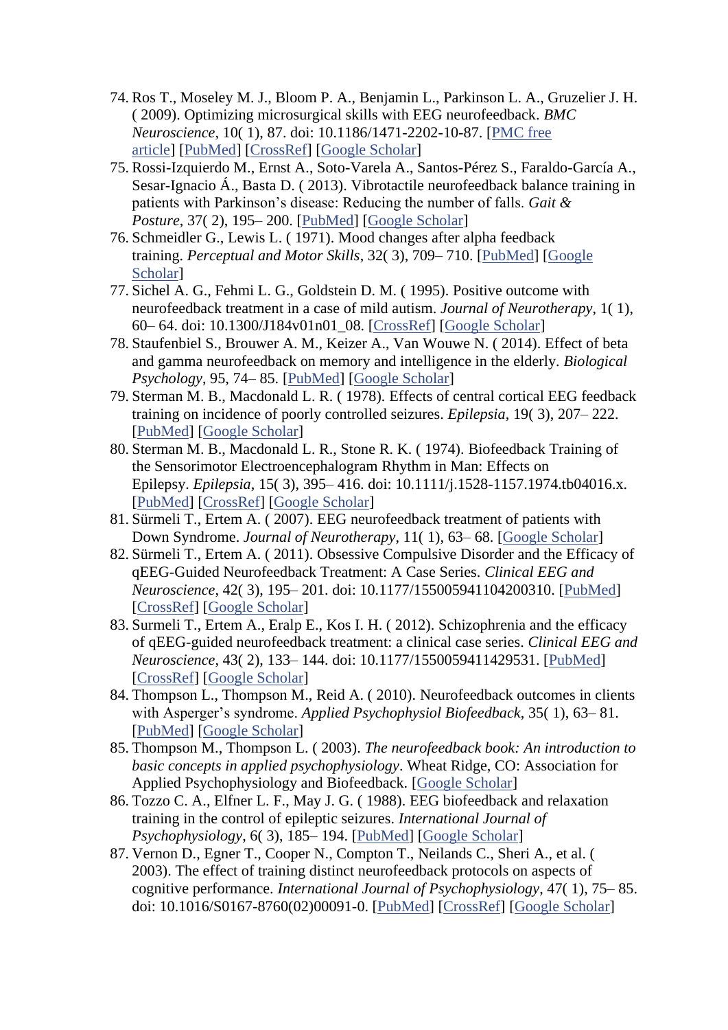74. Ros T., Moseley M. J., Bloom P. A., Benjamin L., Parkinson L. A., Gruzelier J. H. ( 2009). Optimizing microsurgical skills with EEG neurofeedback. *BMC Neuroscience*, 10( 1), 87. doi: 10.1186/1471-2202-10-87. [PMC free article] [PubMed] [CrossRef] [Google Scholar]
75. Rossi-Izquierdo M., Ernst A., Soto-Varela A., Santos-Pérez S., Faraldo-García A., Sesar-Ignacio Á., Basta D. ( 2013). Vibrotactile neurofeedback balance training in patients with Parkinson's disease: Reducing the number of falls. *Gait & Posture*, 37( 2), 195– 200. [PubMed] [Google Scholar]
76. Schmeidler G., Lewis L. ( 1971). Mood changes after alpha feedback training. *Perceptual and Motor Skills*, 32( 3), 709– 710. [PubMed] [Google Scholar]
77. Sichel A. G., Fehmi L. G., Goldstein D. M. ( 1995). Positive outcome with neurofeedback treatment in a case of mild autism. *Journal of Neurotherapy*, 1( 1), 60– 64. doi: 10.1300/J184v01n01_08. [CrossRef] [Google Scholar]
78. Staufenbiel S., Brouwer A. M., Keizer A., Van Wouwe N. ( 2014). Effect of beta and gamma neurofeedback on memory and intelligence in the elderly. *Biological Psychology*, 95, 74– 85. [PubMed] [Google Scholar]
79. Sterman M. B., Macdonald L. R. ( 1978). Effects of central cortical EEG feedback training on incidence of poorly controlled seizures. *Epilepsia*, 19( 3), 207– 222. [PubMed] [Google Scholar]
80. Sterman M. B., Macdonald L. R., Stone R. K. ( 1974). Biofeedback Training of the Sensorimotor Electroencephalogram Rhythm in Man: Effects on Epilepsy. *Epilepsia*, 15( 3), 395– 416. doi: 10.1111/j.1528-1157.1974.tb04016.x. [PubMed] [CrossRef] [Google Scholar]
81. Sürmeli T., Ertem A. ( 2007). EEG neurofeedback treatment of patients with Down Syndrome. *Journal of Neurotherapy*, 11( 1), 63– 68. [Google Scholar]
82. Sürmeli T., Ertem A. ( 2011). Obsessive Compulsive Disorder and the Efficacy of qEEG-Guided Neurofeedback Treatment: A Case Series. *Clinical EEG and Neuroscience*, 42( 3), 195– 201. doi: 10.1177/155005941104200310. [PubMed] [CrossRef] [Google Scholar]
83. Surmeli T., Ertem A., Eralp E., Kos I. H. ( 2012). Schizophrenia and the efficacy of qEEG-guided neurofeedback treatment: a clinical case series. *Clinical EEG and Neuroscience*, 43( 2), 133– 144. doi: 10.1177/1550059411429531. [PubMed] [CrossRef] [Google Scholar]
84. Thompson L., Thompson M., Reid A. ( 2010). Neurofeedback outcomes in clients with Asperger's syndrome. *Applied Psychophysiol Biofeedback*, 35( 1), 63– 81. [PubMed] [Google Scholar]
85. Thompson M., Thompson L. ( 2003). *The neurofeedback book: An introduction to basic concepts in applied psychophysiology*. Wheat Ridge, CO: Association for Applied Psychophysiology and Biofeedback. [Google Scholar]
86. Tozzo C. A., Elfner L. F., May J. G. ( 1988). EEG biofeedback and relaxation training in the control of epileptic seizures. *International Journal of Psychophysiology*, 6( 3), 185– 194. [PubMed] [Google Scholar]
87. Vernon D., Egner T., Cooper N., Compton T., Neilands C., Sheri A., et al. ( 2003). The effect of training distinct neurofeedback protocols on aspects of cognitive performance. *International Journal of Psychophysiology*, 47( 1), 75– 85. doi: 10.1016/S0167-8760(02)00091-0. [PubMed] [CrossRef] [Google Scholar]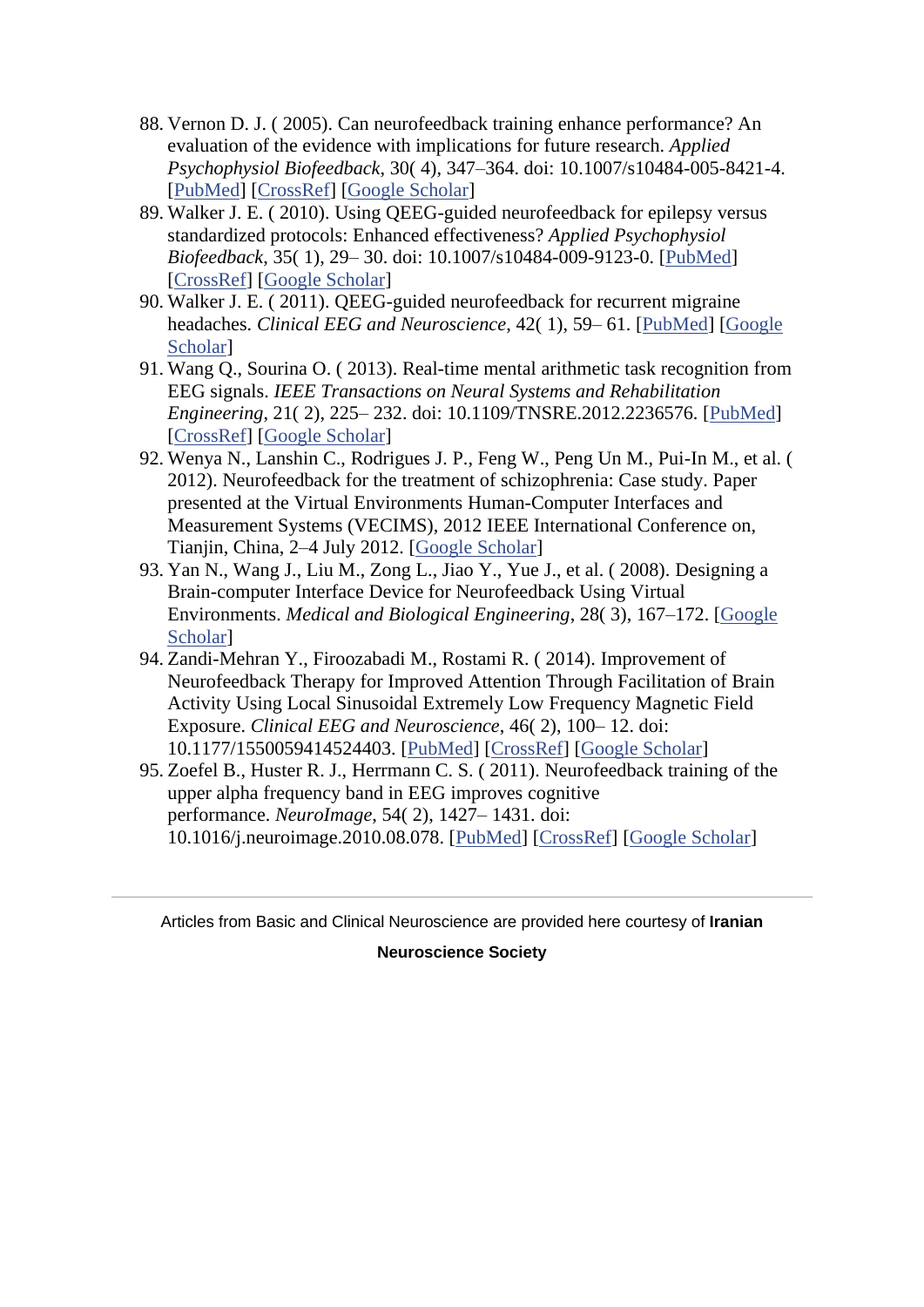88. Vernon D. J. ( 2005). Can neurofeedback training enhance performance? An evaluation of the evidence with implications for future research. *Applied Psychophysiol Biofeedback*, 30( 4), 347–364. doi: 10.1007/s10484-005-8421-4. [PubMed] [CrossRef] [Google Scholar]
89. Walker J. E. ( 2010). Using QEEG-guided neurofeedback for epilepsy versus standardized protocols: Enhanced effectiveness? *Applied Psychophysiol Biofeedback*, 35( 1), 29– 30. doi: 10.1007/s10484-009-9123-0. [PubMed] [CrossRef] [Google Scholar]
90. Walker J. E. ( 2011). QEEG-guided neurofeedback for recurrent migraine headaches. *Clinical EEG and Neuroscience*, 42( 1), 59– 61. [PubMed] [Google Scholar]
91. Wang Q., Sourina O. ( 2013). Real-time mental arithmetic task recognition from EEG signals. *IEEE Transactions on Neural Systems and Rehabilitation Engineering*, 21( 2), 225– 232. doi: 10.1109/TNSRE.2012.2236576. [PubMed] [CrossRef] [Google Scholar]
92. Wenya N., Lanshin C., Rodrigues J. P., Feng W., Peng Un M., Pui-In M., et al. ( 2012). Neurofeedback for the treatment of schizophrenia: Case study. Paper presented at the Virtual Environments Human-Computer Interfaces and Measurement Systems (VECIMS), 2012 IEEE International Conference on, Tianjin, China, 2–4 July 2012. [Google Scholar]
93. Yan N., Wang J., Liu M., Zong L., Jiao Y., Yue J., et al. ( 2008). Designing a Brain-computer Interface Device for Neurofeedback Using Virtual Environments. *Medical and Biological Engineering*, 28( 3), 167–172. [Google Scholar]
94. Zandi-Mehran Y., Firoozabadi M., Rostami R. ( 2014). Improvement of Neurofeedback Therapy for Improved Attention Through Facilitation of Brain Activity Using Local Sinusoidal Extremely Low Frequency Magnetic Field Exposure. *Clinical EEG and Neuroscience*, 46( 2), 100– 12. doi: 10.1177/1550059414524403. [PubMed] [CrossRef] [Google Scholar]
95. Zoefel B., Huster R. J., Herrmann C. S. ( 2011). Neurofeedback training of the upper alpha frequency band in EEG improves cognitive performance. *NeuroImage*, 54( 2), 1427– 1431. doi: 10.1016/j.neuroimage.2010.08.078. [PubMed] [CrossRef] [Google Scholar]

---

Articles from Basic and Clinical Neuroscience are provided here courtesy of **Iranian Neuroscience Society**